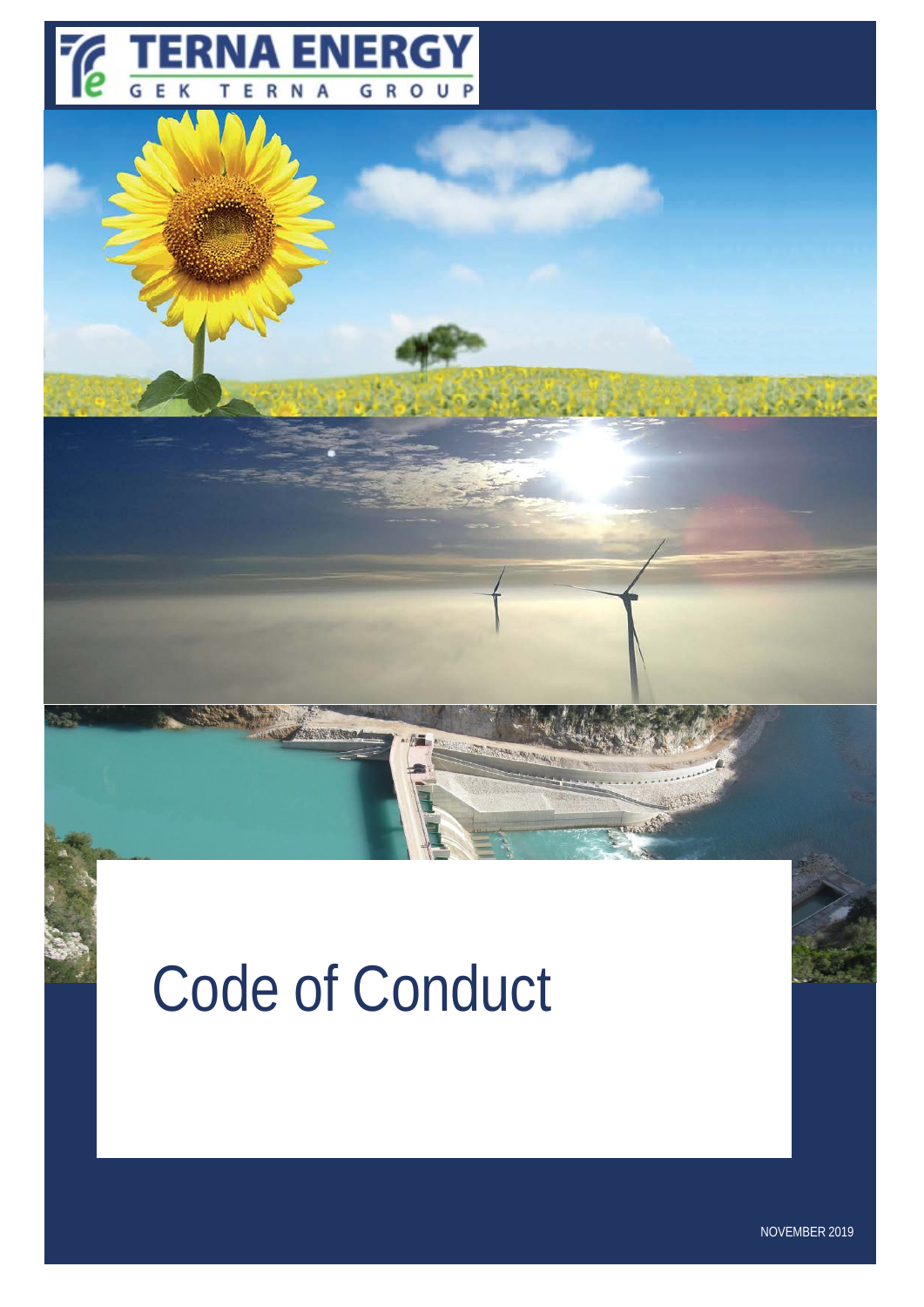TERNA ENERGY

GEK TERNA GROUP

# Code of Conduct

NOVEMBER 2019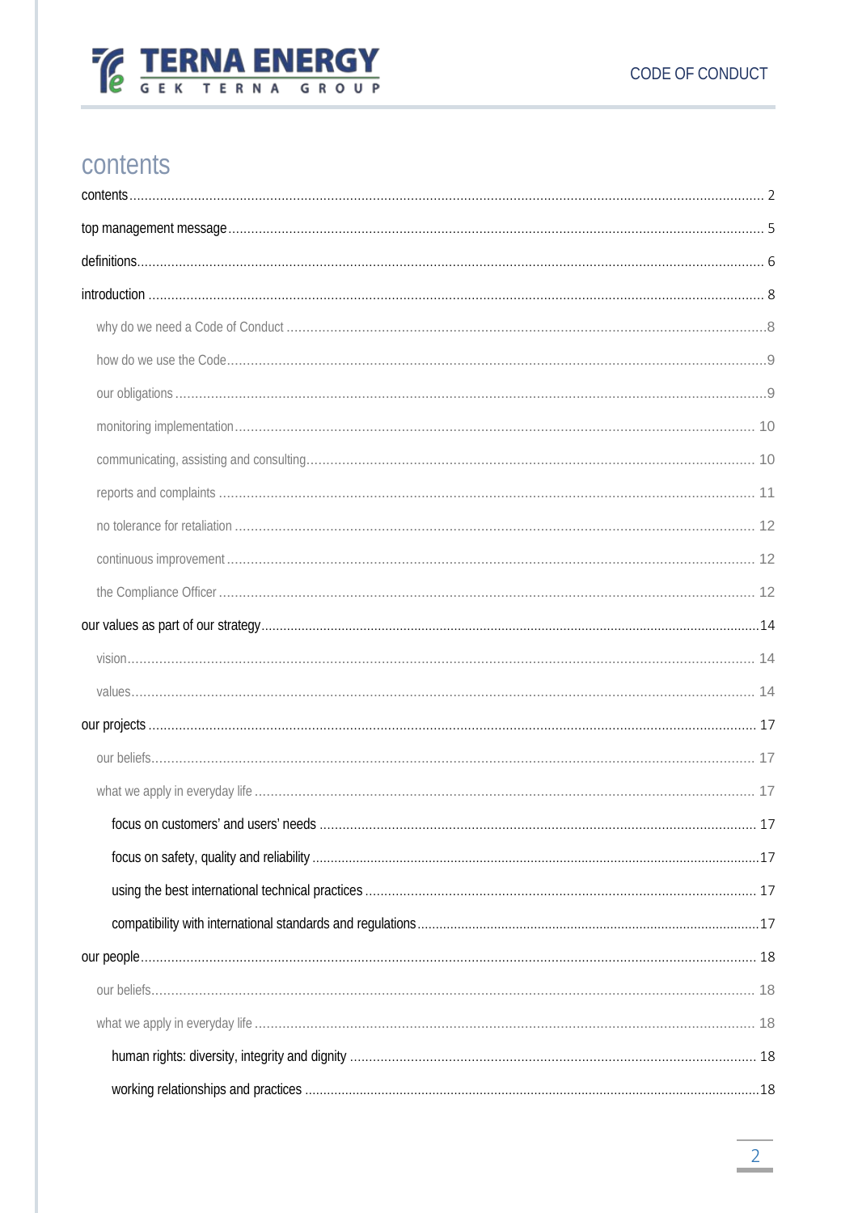# contents

contents ........ 2

top management message ........ 5

definitions ........ 6

introduction ........ 8

- why do we need a Code of Conduct ........ 8
- how do we use the Code ........ 9
- our obligations ........ 9
- monitoring implementation ........ 10
- communicating, assisting and consulting ........ 10
- reports and complaints ........ 11
- no tolerance for retaliation ........ 12
- continuous improvement ........ 12
- the Compliance Officer ........ 12

our values as part of our strategy ........ 14

- vision ........ 14
- values ........ 14

our projects ........ 17

- our beliefs ........ 17
- what we apply in everyday life ........ 17
  - focus on customers' and users' needs ........ 17
  - focus on safety, quality and reliability ........ 17
  - using the best international technical practices ........ 17
  - compatibility with international standards and regulations ........ 17

our people ........ 18

- our beliefs ........ 18
- what we apply in everyday life ........ 18
  - human rights: diversity, integrity and dignity ........ 18
  - working relationships and practices ........ 18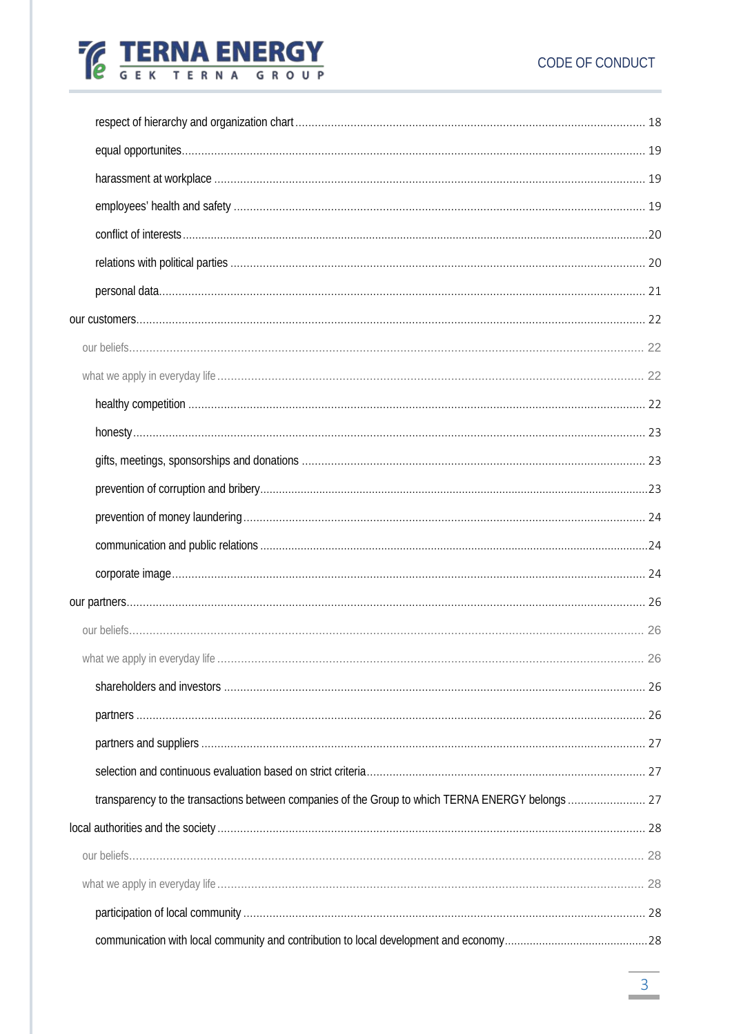respect of hierarchy and organization chart ........ 18

equal opportunites ........ 19

harassment at workplace ........ 19

employees' health and safety ........ 19

conflict of interests ........ 20

relations with political parties ........ 20

personal data ........ 21

our customers ........ 22

our beliefs ........ 22

what we apply in everyday life ........ 22

healthy competition ........ 22

honesty ........ 23

gifts, meetings, sponsorships and donations ........ 23

prevention of corruption and bribery ........ 23

prevention of money laundering ........ 24

communication and public relations ........ 24

corporate image ........ 24

our partners ........ 26

our beliefs ........ 26

what we apply in everyday life ........ 26

shareholders and investors ........ 26

partners ........ 26

partners and suppliers ........ 27

selection and continuous evaluation based on strict criteria ........ 27

transparency to the transactions between companies of the Group to which TERNA ENERGY belongs ........ 27

local authorities and the society ........ 28

our beliefs ........ 28

what we apply in everyday life ........ 28

participation of local community ........ 28

communication with local community and contribution to local development and economy ........ 28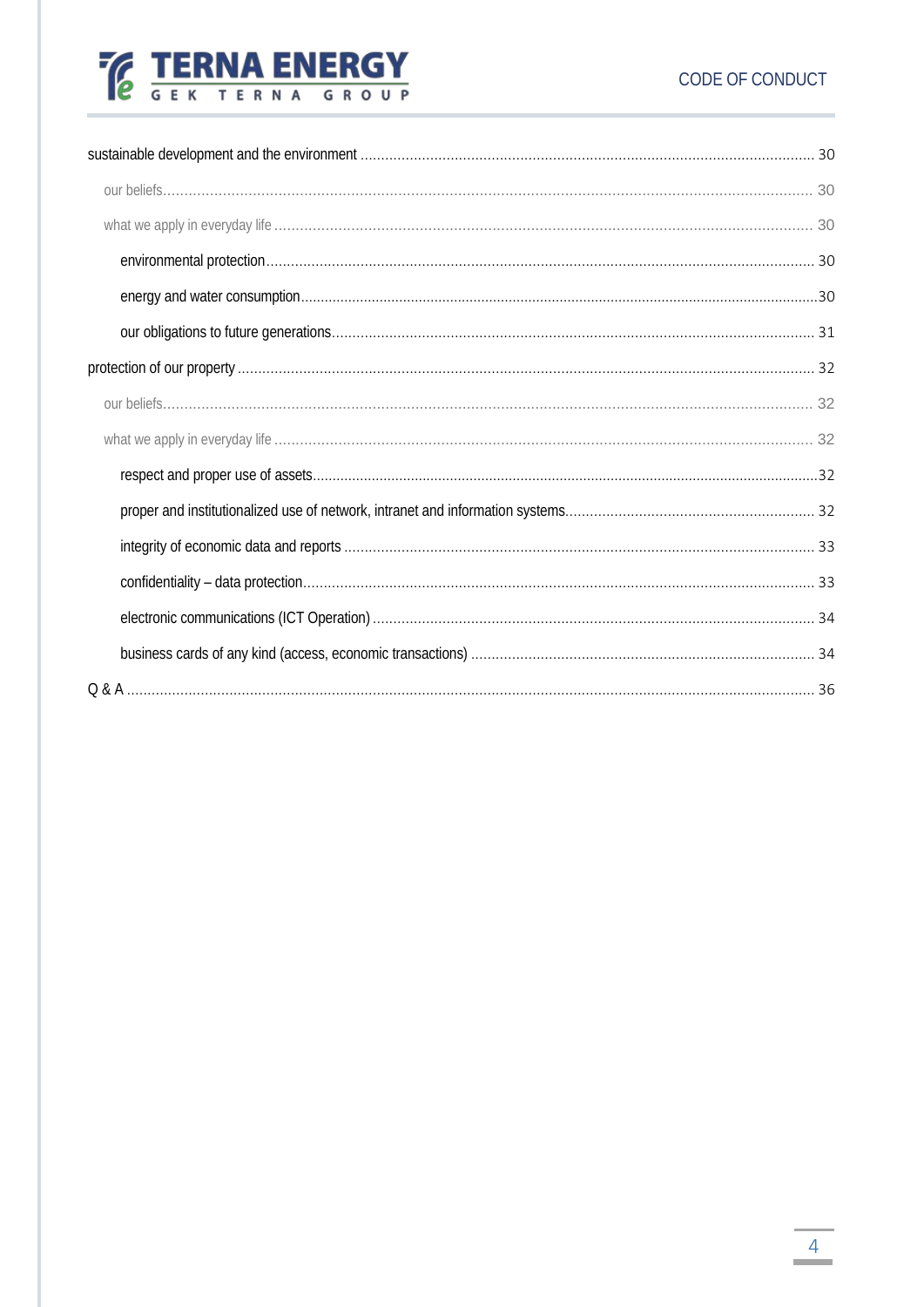- sustainable development and the environment ........ 30
  - our beliefs ........ 30
  - what we apply in everyday life ........ 30
    - environmental protection ........ 30
    - energy and water consumption ........ 30
    - our obligations to future generations ........ 31
- protection of our property ........ 32
  - our beliefs ........ 32
  - what we apply in everyday life ........ 32
    - respect and proper use of assets ........ 32
    - proper and institutionalized use of network, intranet and information systems ........ 32
    - integrity of economic data and reports ........ 33
    - confidentiality – data protection ........ 33
    - electronic communications (ICT Operation) ........ 34
    - business cards of any kind (access, economic transactions) ........ 34
- Q & A ........ 36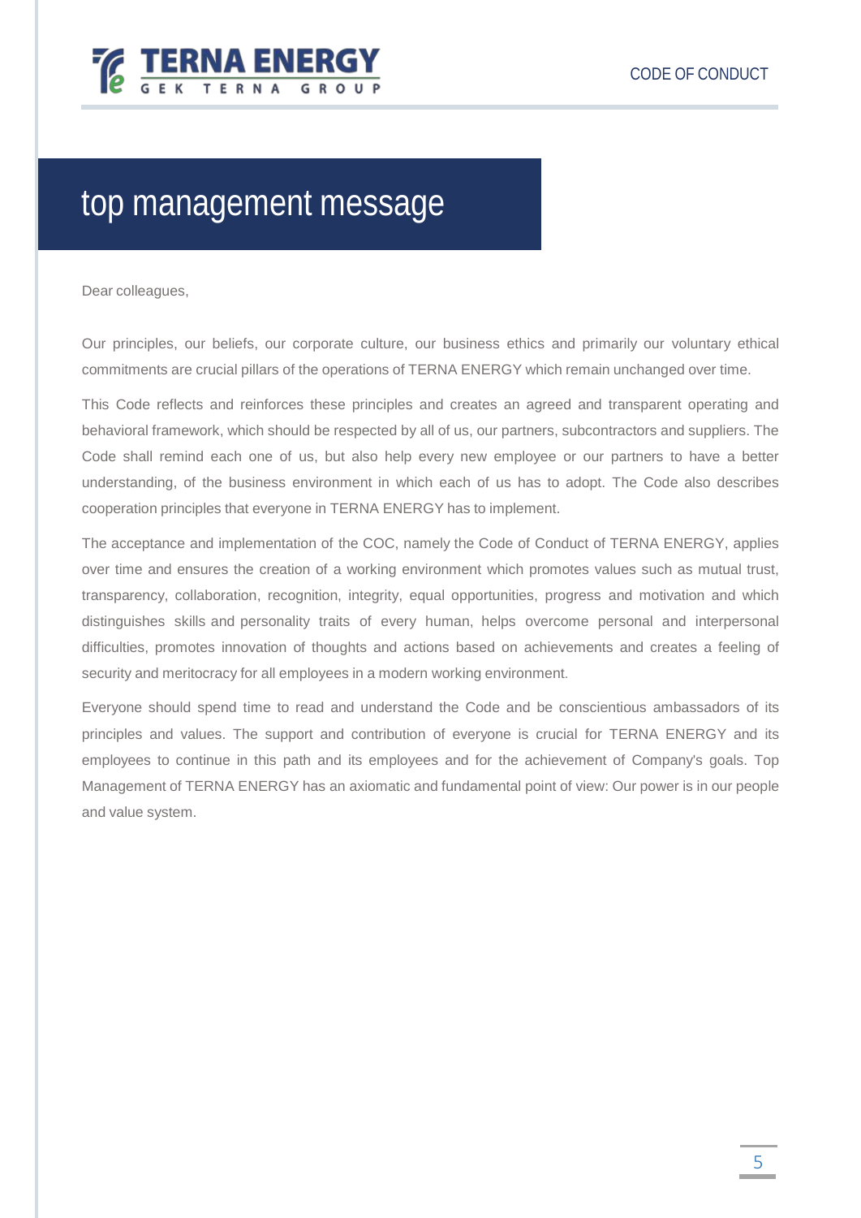# top management message

Dear colleagues,

Our principles, our beliefs, our corporate culture, our business ethics and primarily our voluntary ethical commitments are crucial pillars of the operations of TERNA ENERGY which remain unchanged over time.

This Code reflects and reinforces these principles and creates an agreed and transparent operating and behavioral framework, which should be respected by all of us, our partners, subcontractors and suppliers. The Code shall remind each one of us, but also help every new employee or our partners to have a better understanding, of the business environment in which each of us has to adopt. The Code also describes cooperation principles that everyone in TERNA ENERGY has to implement.

The acceptance and implementation of the COC, namely the Code of Conduct of TERNA ENERGY, applies over time and ensures the creation of a working environment which promotes values such as mutual trust, transparency, collaboration, recognition, integrity, equal opportunities, progress and motivation and which distinguishes skills and personality traits of every human, helps overcome personal and interpersonal difficulties, promotes innovation of thoughts and actions based on achievements and creates a feeling of security and meritocracy for all employees in a modern working environment.

Everyone should spend time to read and understand the Code and be conscientious ambassadors of its principles and values. The support and contribution of everyone is crucial for TERNA ENERGY and its employees to continue in this path and its employees and for the achievement of Company's goals. Top Management of TERNA ENERGY has an axiomatic and fundamental point of view: Our power is in our people and value system.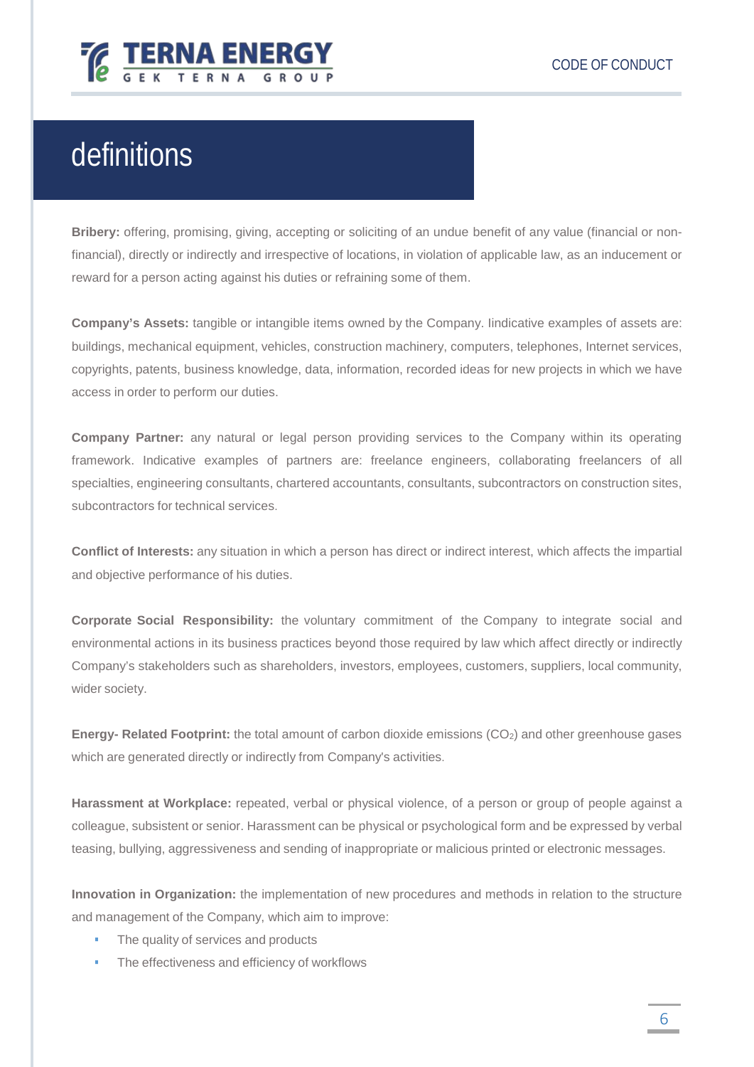# definitions

**Bribery:** offering, promising, giving, accepting or soliciting of an undue benefit of any value (financial or non-financial), directly or indirectly and irrespective of locations, in violation of applicable law, as an inducement or reward for a person acting against his duties or refraining some of them.

**Company's Assets:** tangible or intangible items owned by the Company. Iindicative examples of assets are: buildings, mechanical equipment, vehicles, construction machinery, computers, telephones, Internet services, copyrights, patents, business knowledge, data, information, recorded ideas for new projects in which we have access in order to perform our duties.

**Company Partner:** any natural or legal person providing services to the Company within its operating framework. Indicative examples of partners are: freelance engineers, collaborating freelancers of all specialties, engineering consultants, chartered accountants, consultants, subcontractors on construction sites, subcontractors for technical services.

**Conflict of Interests:** any situation in which a person has direct or indirect interest, which affects the impartial and objective performance of his duties.

**Corporate Social Responsibility:** the voluntary commitment of the Company to integrate social and environmental actions in its business practices beyond those required by law which affect directly or indirectly Company's stakeholders such as shareholders, investors, employees, customers, suppliers, local community, wider society.

**Energy- Related Footprint:** the total amount of carbon dioxide emissions ($CO_2$) and other greenhouse gases which are generated directly or indirectly from Company's activities.

**Harassment at Workplace:** repeated, verbal or physical violence, of a person or group of people against a colleague, subsistent or senior. Harassment can be physical or psychological form and be expressed by verbal teasing, bullying, aggressiveness and sending of inappropriate or malicious printed or electronic messages.

**Innovation in Organization:** the implementation of new procedures and methods in relation to the structure and management of the Company, which aim to improve:

- The quality of services and products
- The effectiveness and efficiency of workflows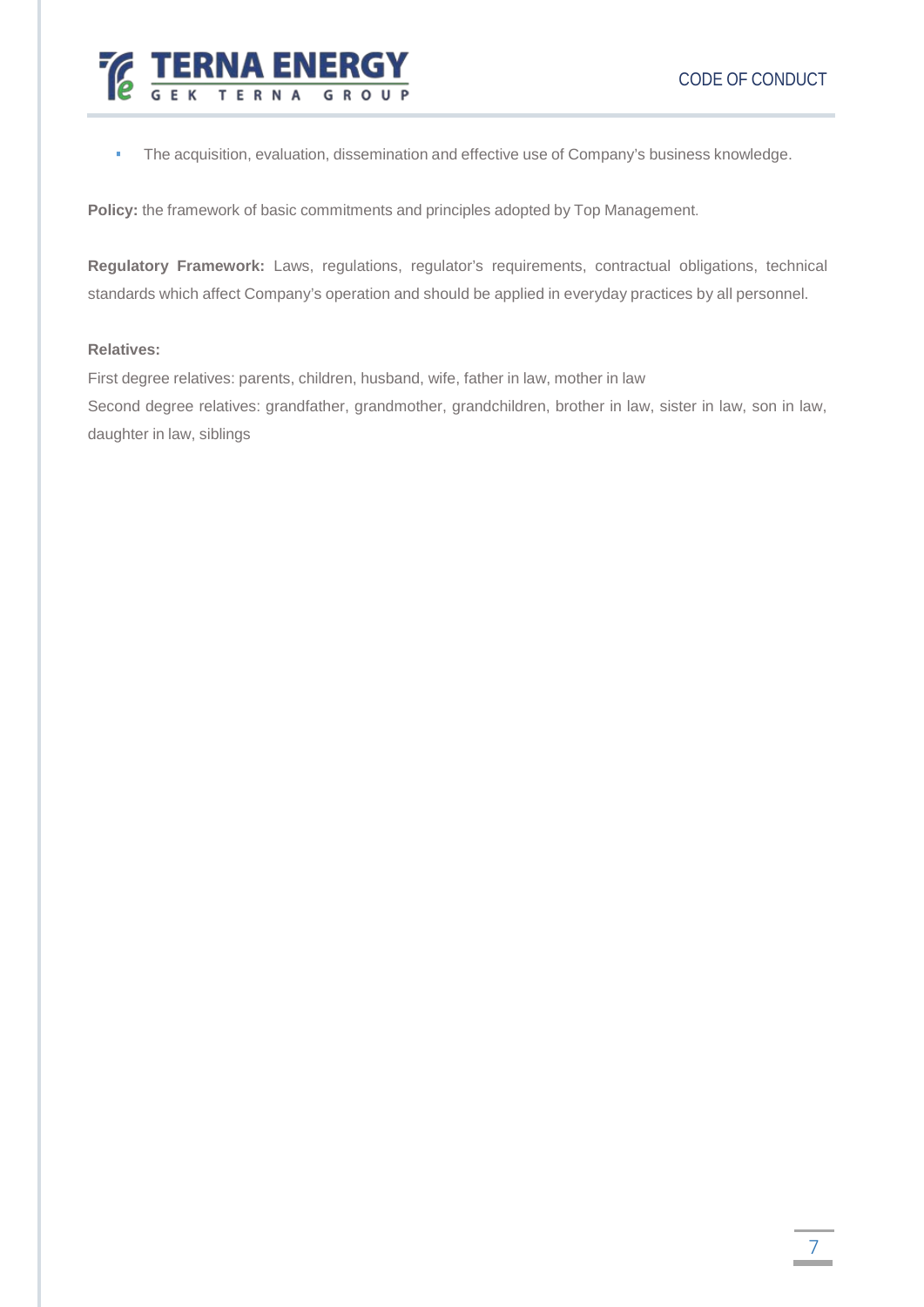- The acquisition, evaluation, dissemination and effective use of Company's business knowledge.

**Policy:** the framework of basic commitments and principles adopted by Top Management.

**Regulatory Framework:** Laws, regulations, regulator's requirements, contractual obligations, technical standards which affect Company's operation and should be applied in everyday practices by all personnel.

**Relatives:**

First degree relatives: parents, children, husband, wife, father in law, mother in law

Second degree relatives: grandfather, grandmother, grandchildren, brother in law, sister in law, son in law, daughter in law, siblings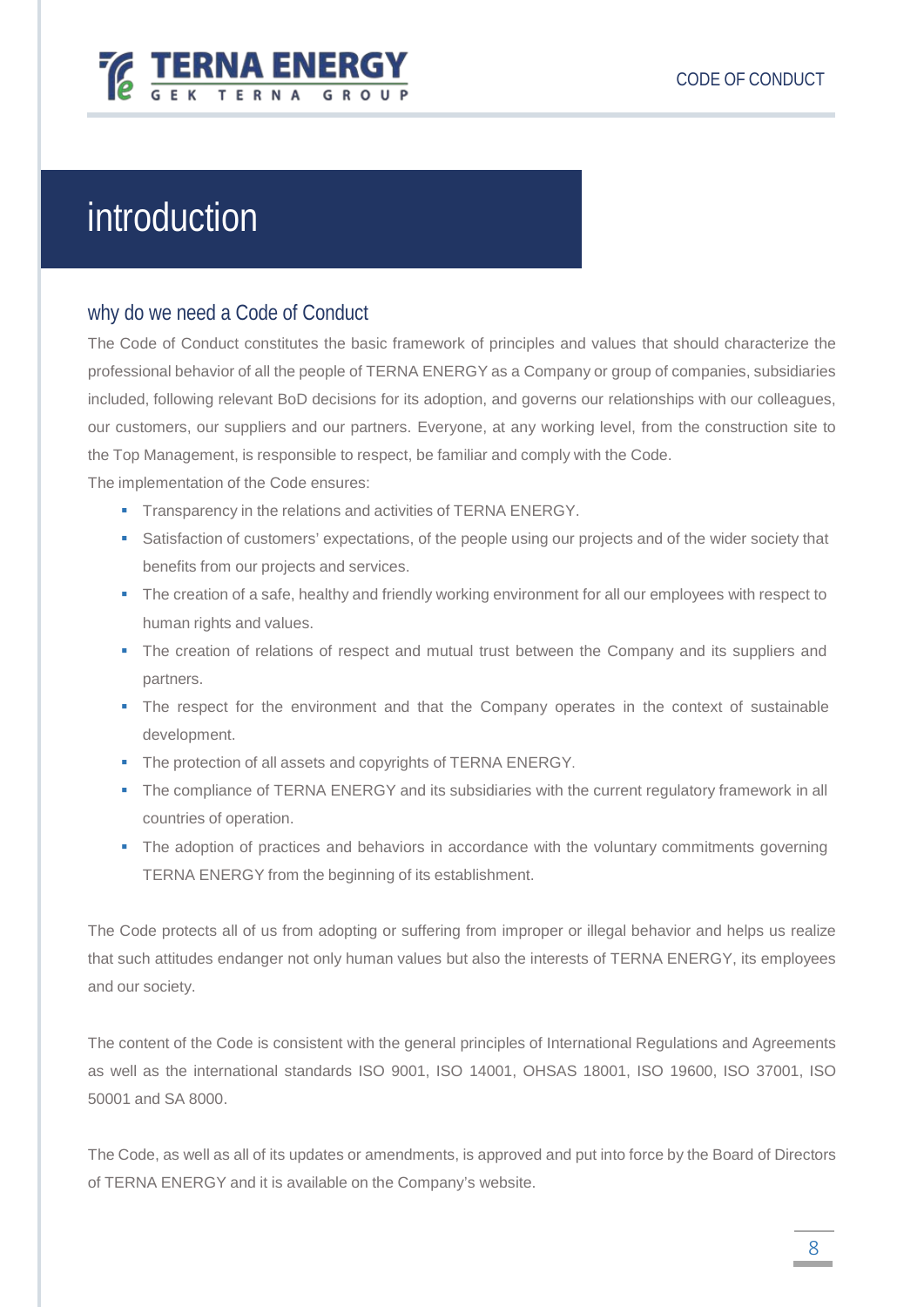# introduction

## why do we need a Code of Conduct

The Code of Conduct constitutes the basic framework of principles and values that should characterize the professional behavior of all the people of TERNA ENERGY as a Company or group of companies, subsidiaries included, following relevant BoD decisions for its adoption, and governs our relationships with our colleagues, our customers, our suppliers and our partners. Everyone, at any working level, from the construction site to the Top Management, is responsible to respect, be familiar and comply with the Code.

The implementation of the Code ensures:

- Transparency in the relations and activities of TERNA ENERGY.
- Satisfaction of customers' expectations, of the people using our projects and of the wider society that benefits from our projects and services.
- The creation of a safe, healthy and friendly working environment for all our employees with respect to human rights and values.
- The creation of relations of respect and mutual trust between the Company and its suppliers and partners.
- The respect for the environment and that the Company operates in the context of sustainable development.
- The protection of all assets and copyrights of TERNA ENERGY.
- The compliance of TERNA ENERGY and its subsidiaries with the current regulatory framework in all countries of operation.
- The adoption of practices and behaviors in accordance with the voluntary commitments governing TERNA ENERGY from the beginning of its establishment.

The Code protects all of us from adopting or suffering from improper or illegal behavior and helps us realize that such attitudes endanger not only human values but also the interests of TERNA ENERGY, its employees and our society.

The content of the Code is consistent with the general principles of International Regulations and Agreements as well as the international standards ISO 9001, ISO 14001, OHSAS 18001, ISO 19600, ISO 37001, ISO 50001 and SA 8000.

The Code, as well as all of its updates or amendments, is approved and put into force by the Board of Directors of TERNA ENERGY and it is available on the Company's website.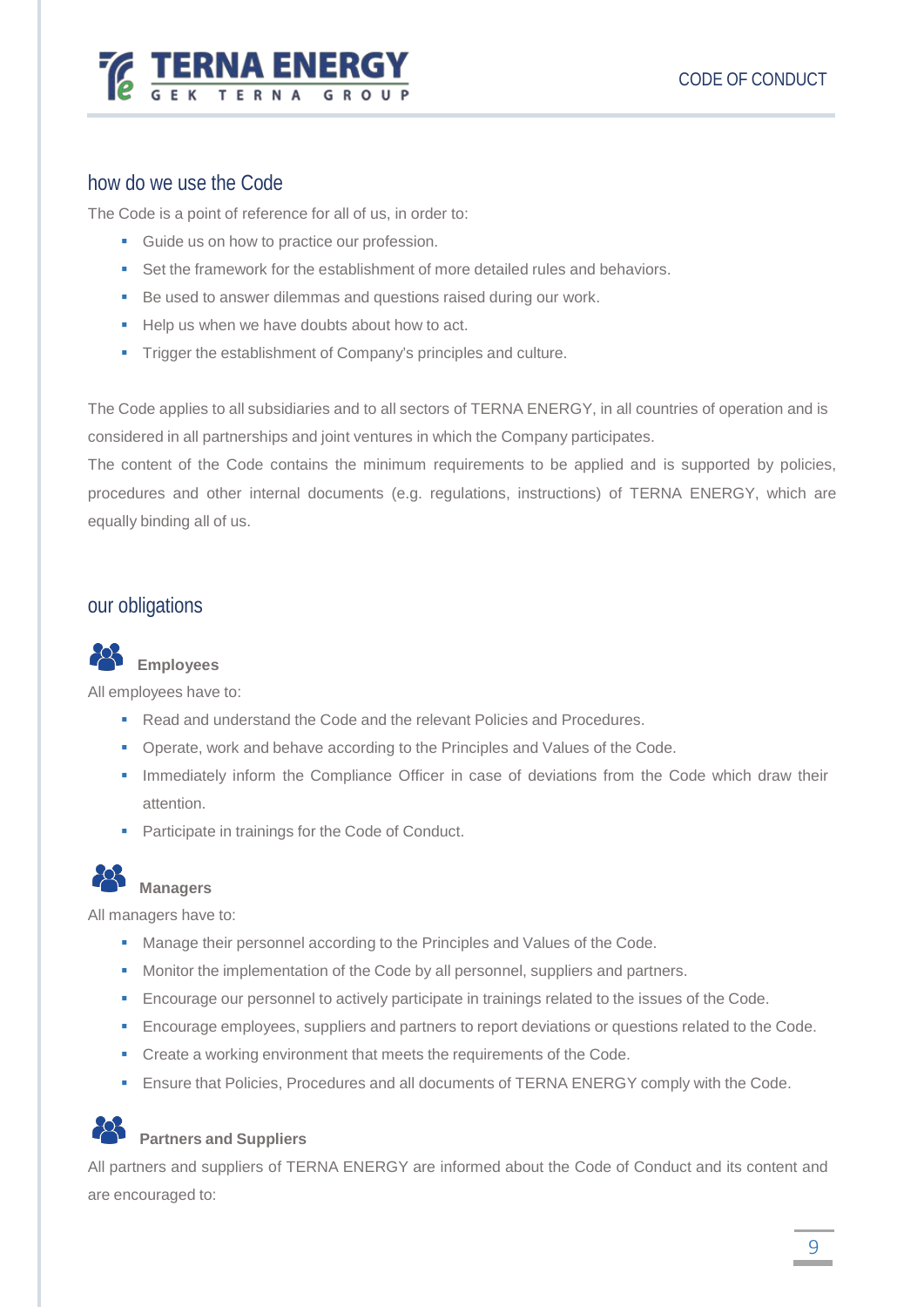## how do we use the Code

The Code is a point of reference for all of us, in order to:

- Guide us on how to practice our profession.
- Set the framework for the establishment of more detailed rules and behaviors.
- Be used to answer dilemmas and questions raised during our work.
- Help us when we have doubts about how to act.
- Trigger the establishment of Company's principles and culture.

The Code applies to all subsidiaries and to all sectors of TERNA ENERGY, in all countries of operation and is considered in all partnerships and joint ventures in which the Company participates.

The content of the Code contains the minimum requirements to be applied and is supported by policies, procedures and other internal documents (e.g. regulations, instructions) of TERNA ENERGY, which are equally binding all of us.

## our obligations

### Employees

All employees have to:

- Read and understand the Code and the relevant Policies and Procedures.
- Operate, work and behave according to the Principles and Values of the Code.
- Immediately inform the Compliance Officer in case of deviations from the Code which draw their attention.
- Participate in trainings for the Code of Conduct.

### Managers

All managers have to:

- Manage their personnel according to the Principles and Values of the Code.
- Monitor the implementation of the Code by all personnel, suppliers and partners.
- Encourage our personnel to actively participate in trainings related to the issues of the Code.
- Encourage employees, suppliers and partners to report deviations or questions related to the Code.
- Create a working environment that meets the requirements of the Code.
- Ensure that Policies, Procedures and all documents of TERNA ENERGY comply with the Code.

### Partners and Suppliers

All partners and suppliers of TERNA ENERGY are informed about the Code of Conduct and its content and are encouraged to: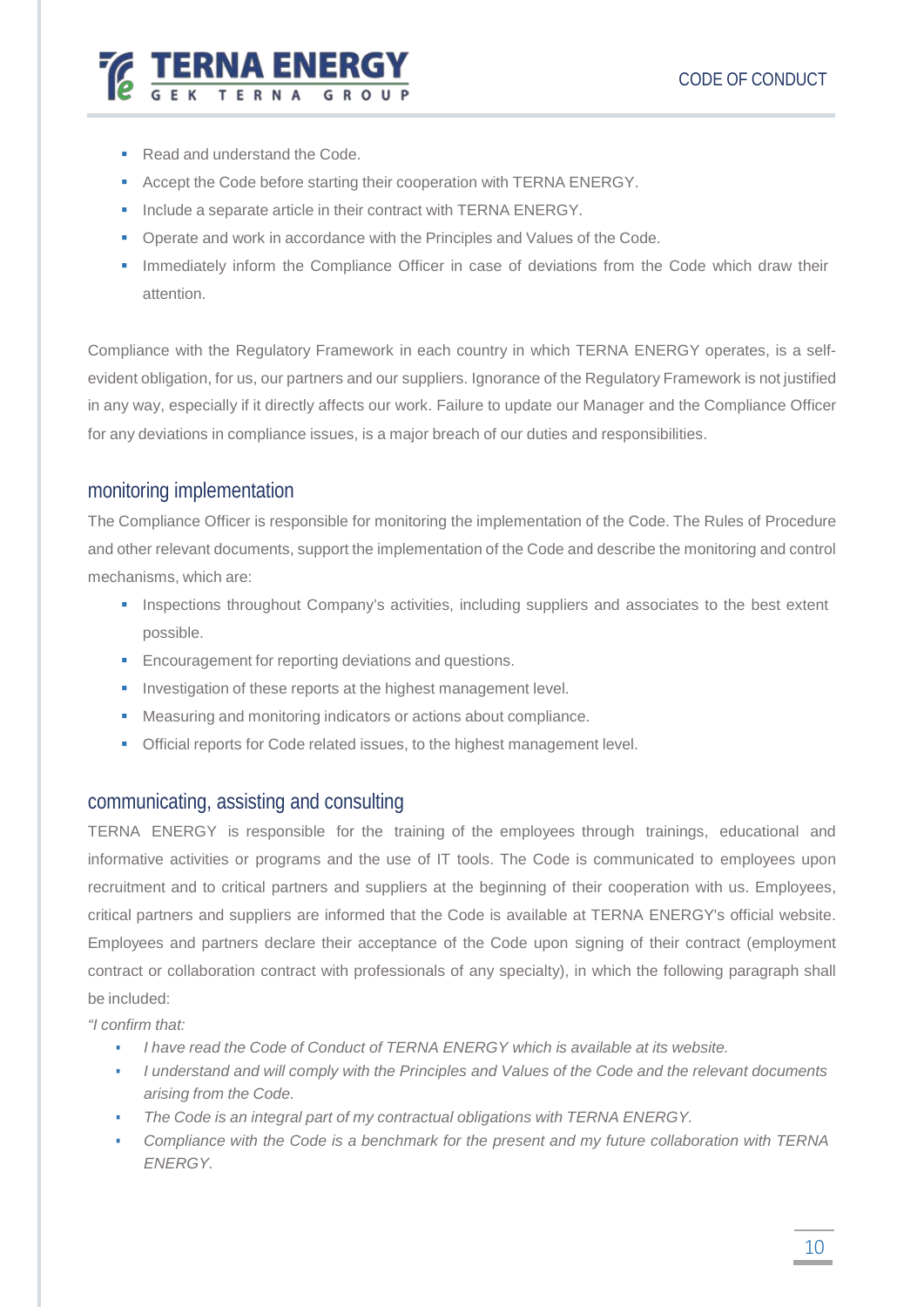- Read and understand the Code.
- Accept the Code before starting their cooperation with TERNA ENERGY.
- Include a separate article in their contract with TERNA ENERGY.
- Operate and work in accordance with the Principles and Values of the Code.
- Immediately inform the Compliance Officer in case of deviations from the Code which draw their attention.

Compliance with the Regulatory Framework in each country in which TERNA ENERGY operates, is a self-evident obligation, for us, our partners and our suppliers. Ignorance of the Regulatory Framework is not justified in any way, especially if it directly affects our work. Failure to update our Manager and the Compliance Officer for any deviations in compliance issues, is a major breach of our duties and responsibilities.

## monitoring implementation

The Compliance Officer is responsible for monitoring the implementation of the Code. The Rules of Procedure and other relevant documents, support the implementation of the Code and describe the monitoring and control mechanisms, which are:

- Inspections throughout Company's activities, including suppliers and associates to the best extent possible.
- Encouragement for reporting deviations and questions.
- Investigation of these reports at the highest management level.
- Measuring and monitoring indicators or actions about compliance.
- Official reports for Code related issues, to the highest management level.

## communicating, assisting and consulting

TERNA ENERGY is responsible for the training of the employees through trainings, educational and informative activities or programs and the use of IT tools. The Code is communicated to employees upon recruitment and to critical partners and suppliers at the beginning of their cooperation with us. Employees, critical partners and suppliers are informed that the Code is available at TERNA ENERGY's official website. Employees and partners declare their acceptance of the Code upon signing of their contract (employment contract or collaboration contract with professionals of any specialty), in which the following paragraph shall be included:

*"I confirm that:*

- *I have read the Code of Conduct of TERNA ENERGY which is available at its website.*
- *I understand and will comply with the Principles and Values of the Code and the relevant documents arising from the Code.*
- *The Code is an integral part of my contractual obligations with TERNA ENERGY.*
- *Compliance with the Code is a benchmark for the present and my future collaboration with TERNA ENERGY.*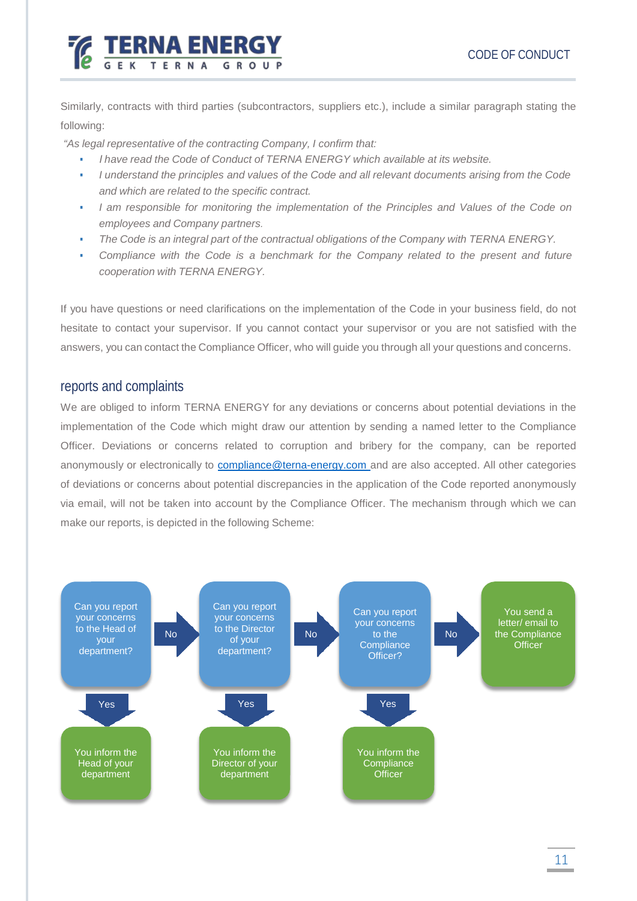Similarly, contracts with third parties (subcontractors, suppliers etc.), include a similar paragraph stating the following:

*"As legal representative of the contracting Company, I confirm that:*

- *I have read the Code of Conduct of TERNA ENERGY which available at its website.*
- *I understand the principles and values of the Code and all relevant documents arising from the Code and which are related to the specific contract.*
- *I am responsible for monitoring the implementation of the Principles and Values of the Code on employees and Company partners.*
- *The Code is an integral part of the contractual obligations of the Company with TERNA ENERGY.*
- *Compliance with the Code is a benchmark for the Company related to the present and future cooperation with TERNA ENERGY.*

If you have questions or need clarifications on the implementation of the Code in your business field, do not hesitate to contact your supervisor. If you cannot contact your supervisor or you are not satisfied with the answers, you can contact the Compliance Officer, who will guide you through all your questions and concerns.

## reports and complaints

We are obliged to inform TERNA ENERGY for any deviations or concerns about potential deviations in the implementation of the Code which might draw our attention by sending a named letter to the Compliance Officer. Deviations or concerns related to corruption and bribery for the company, can be reported anonymously or electronically to compliance@terna-energy.com and are also accepted. All other categories of deviations or concerns about potential discrepancies in the application of the Code reported anonymously via email, will not be taken into account by the Compliance Officer. The mechanism through which we can make our reports, is depicted in the following Scheme:

Can you report your concerns to the Head of your department?
- Yes → You inform the Head of your department
- No → Can you report your concerns to the Director of your department?
  - Yes → You inform the Director of your department
  - No → Can you report your concerns to the Compliance Officer?
    - Yes → You inform the Compliance Officer
    - No → You send a letter/ email to the Compliance Officer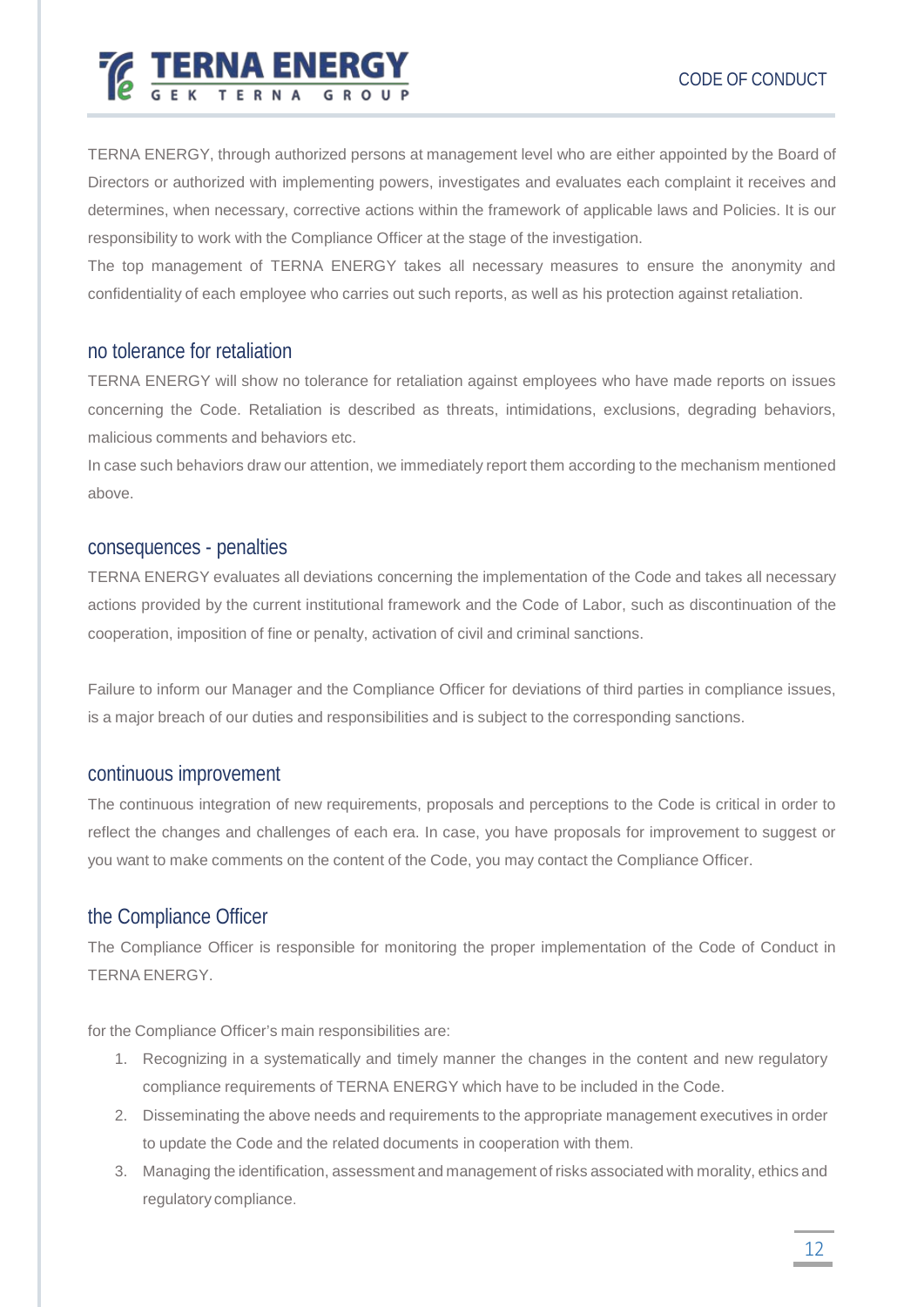TERNA ENERGY, through authorized persons at management level who are either appointed by the Board of Directors or authorized with implementing powers, investigates and evaluates each complaint it receives and determines, when necessary, corrective actions within the framework of applicable laws and Policies. It is our responsibility to work with the Compliance Officer at the stage of the investigation.

The top management of TERNA ENERGY takes all necessary measures to ensure the anonymity and confidentiality of each employee who carries out such reports, as well as his protection against retaliation.

## no tolerance for retaliation

TERNA ENERGY will show no tolerance for retaliation against employees who have made reports on issues concerning the Code. Retaliation is described as threats, intimidations, exclusions, degrading behaviors, malicious comments and behaviors etc.

In case such behaviors draw our attention, we immediately report them according to the mechanism mentioned above.

## consequences - penalties

TERNA ENERGY evaluates all deviations concerning the implementation of the Code and takes all necessary actions provided by the current institutional framework and the Code of Labor, such as discontinuation of the cooperation, imposition of fine or penalty, activation of civil and criminal sanctions.

Failure to inform our Manager and the Compliance Officer for deviations of third parties in compliance issues, is a major breach of our duties and responsibilities and is subject to the corresponding sanctions.

## continuous improvement

The continuous integration of new requirements, proposals and perceptions to the Code is critical in order to reflect the changes and challenges of each era. In case, you have proposals for improvement to suggest or you want to make comments on the content of the Code, you may contact the Compliance Officer.

## the Compliance Officer

The Compliance Officer is responsible for monitoring the proper implementation of the Code of Conduct in TERNA ENERGY.

for the Compliance Officer's main responsibilities are:

1. Recognizing in a systematically and timely manner the changes in the content and new regulatory compliance requirements of TERNA ENERGY which have to be included in the Code.
2. Disseminating the above needs and requirements to the appropriate management executives in order to update the Code and the related documents in cooperation with them.
3. Managing the identification, assessment and management of risks associated with morality, ethics and regulatory compliance.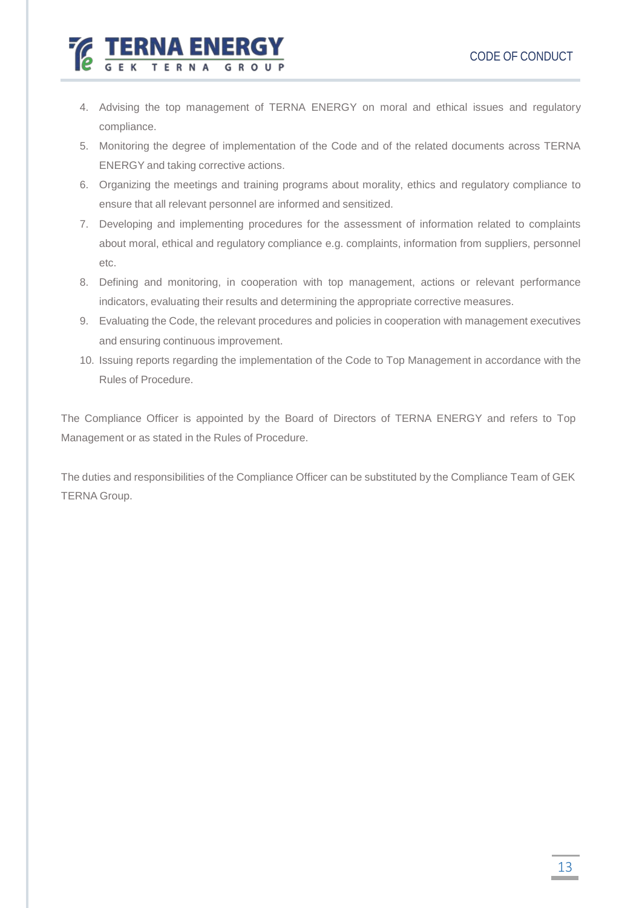4. Advising the top management of TERNA ENERGY on moral and ethical issues and regulatory compliance.
5. Monitoring the degree of implementation of the Code and of the related documents across TERNA ENERGY and taking corrective actions.
6. Organizing the meetings and training programs about morality, ethics and regulatory compliance to ensure that all relevant personnel are informed and sensitized.
7. Developing and implementing procedures for the assessment of information related to complaints about moral, ethical and regulatory compliance e.g. complaints, information from suppliers, personnel etc.
8. Defining and monitoring, in cooperation with top management, actions or relevant performance indicators, evaluating their results and determining the appropriate corrective measures.
9. Evaluating the Code, the relevant procedures and policies in cooperation with management executives and ensuring continuous improvement.
10. Issuing reports regarding the implementation of the Code to Top Management in accordance with the Rules of Procedure.

The Compliance Officer is appointed by the Board of Directors of TERNA ENERGY and refers to Top Management or as stated in the Rules of Procedure.

The duties and responsibilities of the Compliance Officer can be substituted by the Compliance Team of GEK TERNA Group.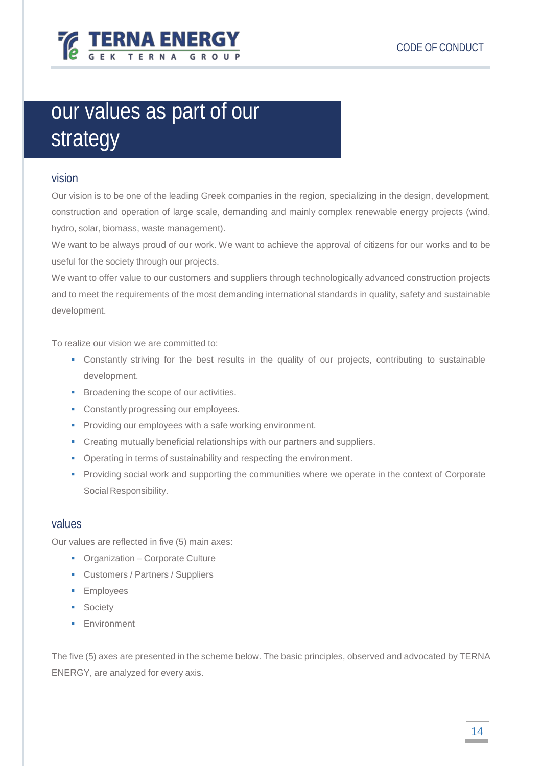# our values as part of our strategy

## vision

Our vision is to be one of the leading Greek companies in the region, specializing in the design, development, construction and operation of large scale, demanding and mainly complex renewable energy projects (wind, hydro, solar, biomass, waste management).

We want to be always proud of our work. We want to achieve the approval of citizens for our works and to be useful for the society through our projects.

We want to offer value to our customers and suppliers through technologically advanced construction projects and to meet the requirements of the most demanding international standards in quality, safety and sustainable development.

To realize our vision we are committed to:

- Constantly striving for the best results in the quality of our projects, contributing to sustainable development.
- Broadening the scope of our activities.
- Constantly progressing our employees.
- Providing our employees with a safe working environment.
- Creating mutually beneficial relationships with our partners and suppliers.
- Operating in terms of sustainability and respecting the environment.
- Providing social work and supporting the communities where we operate in the context of Corporate Social Responsibility.

## values

Our values are reflected in five (5) main axes:

- Organization – Corporate Culture
- Customers / Partners / Suppliers
- Employees
- Society
- Environment

The five (5) axes are presented in the scheme below. The basic principles, observed and advocated by TERNA ENERGY, are analyzed for every axis.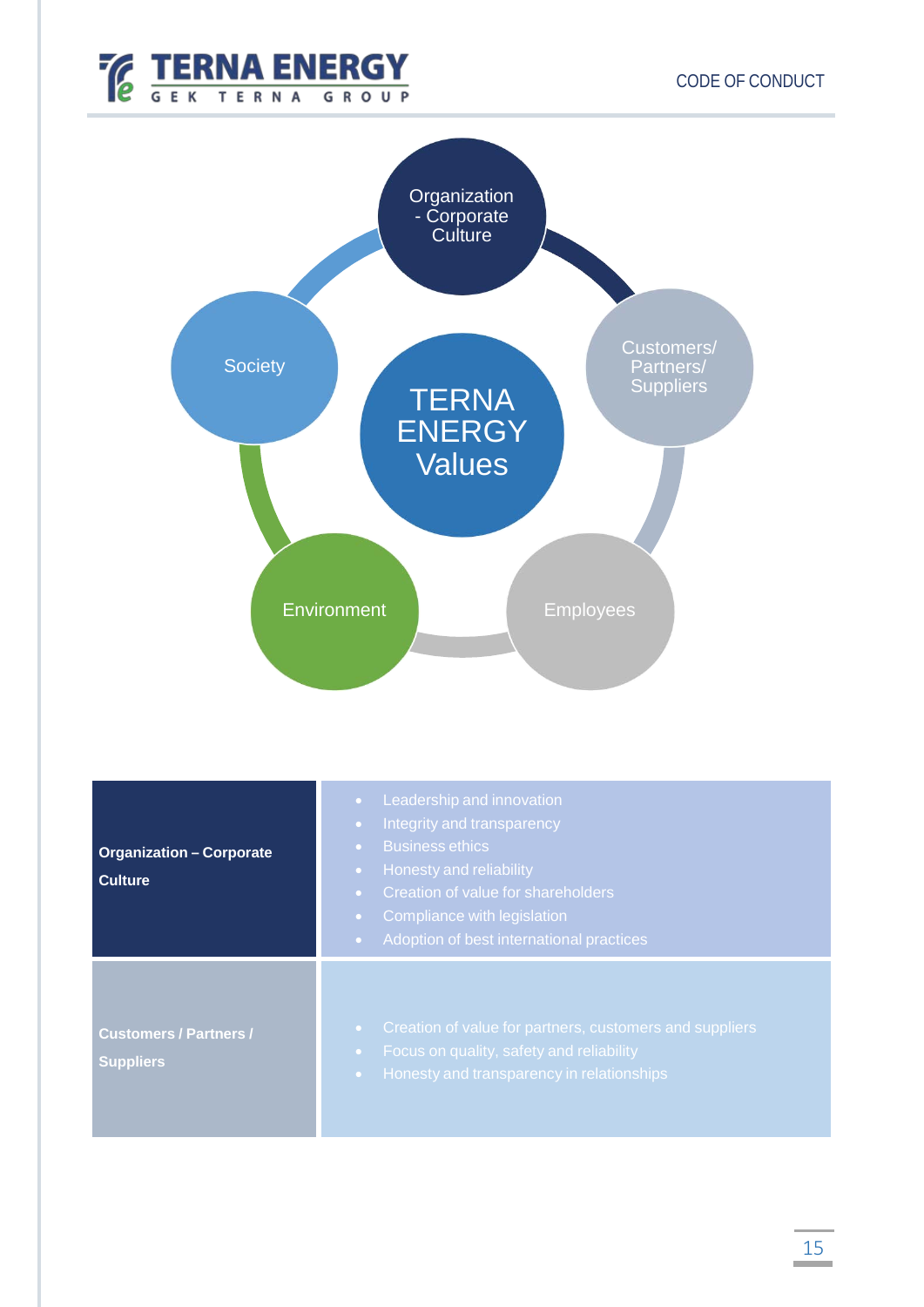Organization - Corporate Culture

Customers/ Partners/ Suppliers

Employees

Environment

Society

TERNA ENERGY Values

| | |
|---|---|
| **Organization – Corporate Culture** | • Leadership and innovation<br>• Integrity and transparency<br>• Business ethics<br>• Honesty and reliability<br>• Creation of value for shareholders<br>• Compliance with legislation<br>• Adoption of best international practices |
| **Customers / Partners / Suppliers** | • Creation of value for partners, customers and suppliers<br>• Focus on quality, safety and reliability<br>• Honesty and transparency in relationships |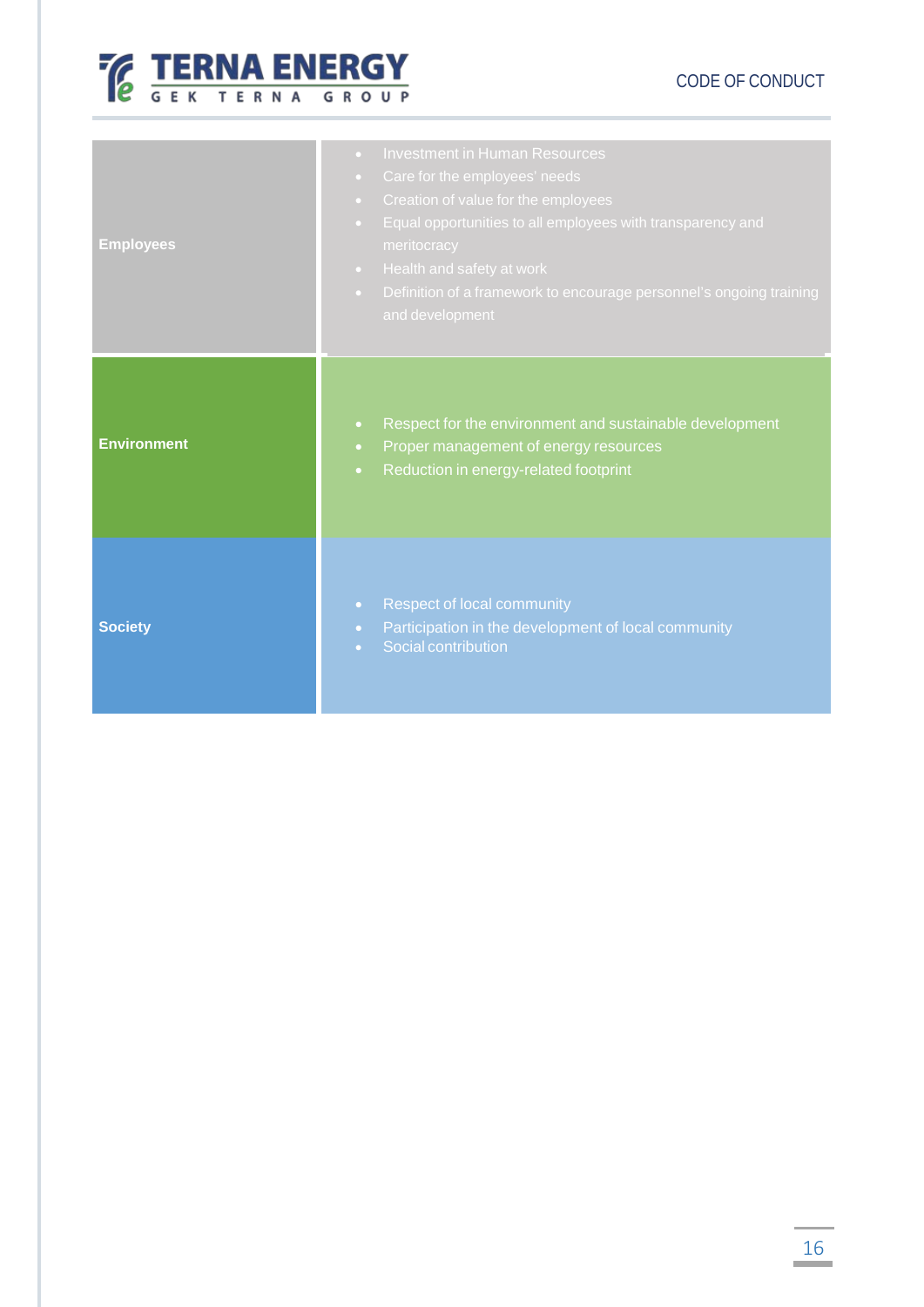| | |
|---|---|
| **Employees** | • Investment in Human Resources<br>• Care for the employees' needs<br>• Creation of value for the employees<br>• Equal opportunities to all employees with transparency and meritocracy<br>• Health and safety at work<br>• Definition of a framework to encourage personnel's ongoing training and development |
| **Environment** | • Respect for the environment and sustainable development<br>• Proper management of energy resources<br>• Reduction in energy-related footprint |
| **Society** | • Respect of local community<br>• Participation in the development of local community<br>• Social contribution |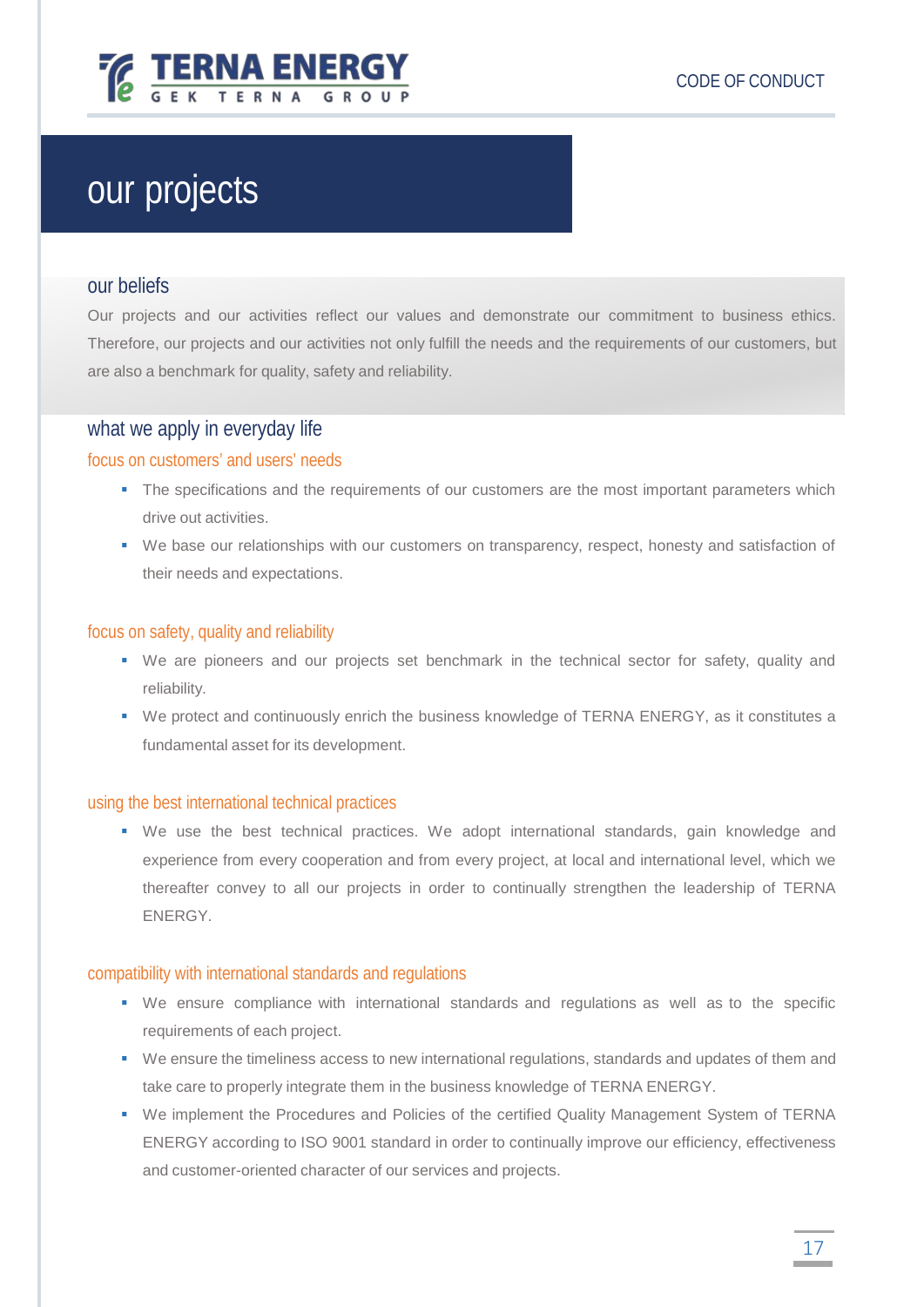# our projects

## our beliefs

Our projects and our activities reflect our values and demonstrate our commitment to business ethics. Therefore, our projects and our activities not only fulfill the needs and the requirements of our customers, but are also a benchmark for quality, safety and reliability.

## what we apply in everyday life

### focus on customers' and users' needs

- The specifications and the requirements of our customers are the most important parameters which drive out activities.
- We base our relationships with our customers on transparency, respect, honesty and satisfaction of their needs and expectations.

### focus on safety, quality and reliability

- We are pioneers and our projects set benchmark in the technical sector for safety, quality and reliability.
- We protect and continuously enrich the business knowledge of TERNA ENERGY, as it constitutes a fundamental asset for its development.

### using the best international technical practices

- We use the best technical practices. We adopt international standards, gain knowledge and experience from every cooperation and from every project, at local and international level, which we thereafter convey to all our projects in order to continually strengthen the leadership of TERNA ENERGY.

### compatibility with international standards and regulations

- We ensure compliance with international standards and regulations as well as to the specific requirements of each project.
- We ensure the timeliness access to new international regulations, standards and updates of them and take care to properly integrate them in the business knowledge of TERNA ENERGY.
- We implement the Procedures and Policies of the certified Quality Management System of TERNA ENERGY according to ISO 9001 standard in order to continually improve our efficiency, effectiveness and customer-oriented character of our services and projects.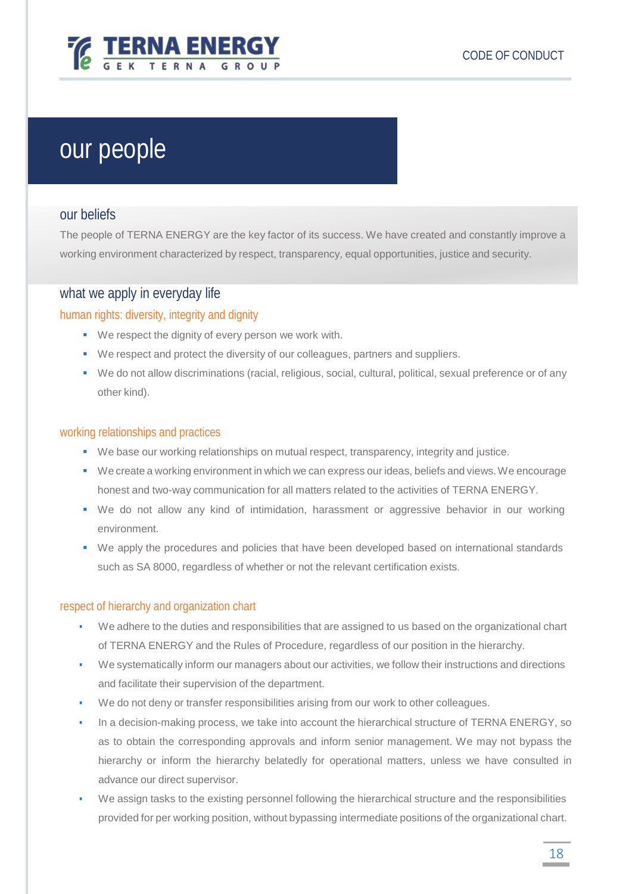# our people

## our beliefs

The people of TERNA ENERGY are the key factor of its success. We have created and constantly improve a working environment characterized by respect, transparency, equal opportunities, justice and security.

## what we apply in everyday life

### human rights: diversity, integrity and dignity

- We respect the dignity of every person we work with.
- We respect and protect the diversity of our colleagues, partners and suppliers.
- We do not allow discriminations (racial, religious, social, cultural, political, sexual preference or of any other kind).

### working relationships and practices

- We base our working relationships on mutual respect, transparency, integrity and justice.
- We create a working environment in which we can express our ideas, beliefs and views. We encourage honest and two-way communication for all matters related to the activities of TERNA ENERGY.
- We do not allow any kind of intimidation, harassment or aggressive behavior in our working environment.
- We apply the procedures and policies that have been developed based on international standards such as SA 8000, regardless of whether or not the relevant certification exists.

### respect of hierarchy and organization chart

- We adhere to the duties and responsibilities that are assigned to us based on the organizational chart of TERNA ENERGY and the Rules of Procedure, regardless of our position in the hierarchy.
- We systematically inform our managers about our activities, we follow their instructions and directions and facilitate their supervision of the department.
- We do not deny or transfer responsibilities arising from our work to other colleagues.
- In a decision-making process, we take into account the hierarchical structure of TERNA ENERGY, so as to obtain the corresponding approvals and inform senior management. We may not bypass the hierarchy or inform the hierarchy belatedly for operational matters, unless we have consulted in advance our direct supervisor.
- We assign tasks to the existing personnel following the hierarchical structure and the responsibilities provided for per working position, without bypassing intermediate positions of the organizational chart.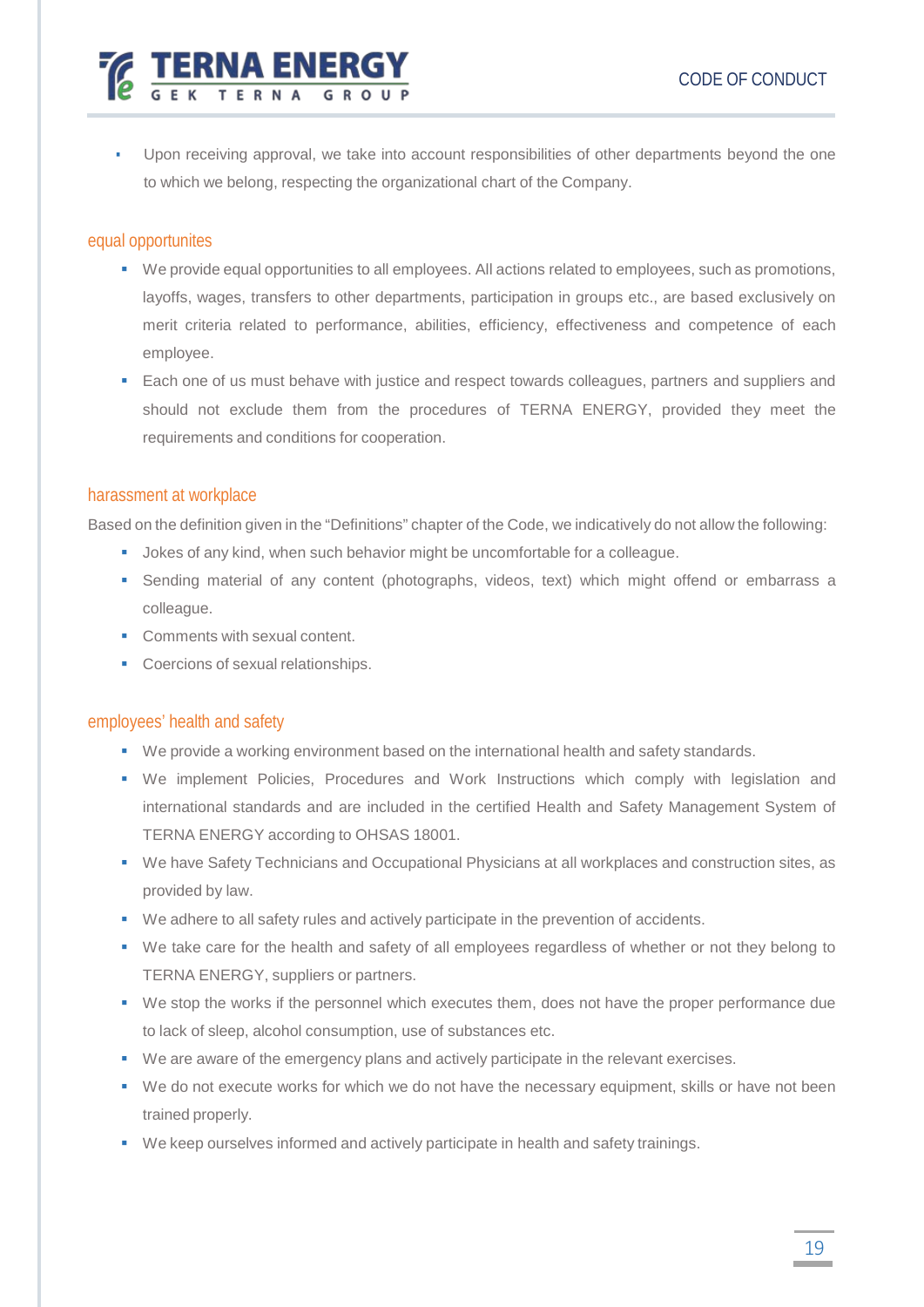- Upon receiving approval, we take into account responsibilities of other departments beyond the one to which we belong, respecting the organizational chart of the Company.

### equal opportunites

- We provide equal opportunities to all employees. All actions related to employees, such as promotions, layoffs, wages, transfers to other departments, participation in groups etc., are based exclusively on merit criteria related to performance, abilities, efficiency, effectiveness and competence of each employee.
- Each one of us must behave with justice and respect towards colleagues, partners and suppliers and should not exclude them from the procedures of TERNA ENERGY, provided they meet the requirements and conditions for cooperation.

### harassment at workplace

Based on the definition given in the "Definitions" chapter of the Code, we indicatively do not allow the following:

- Jokes of any kind, when such behavior might be uncomfortable for a colleague.
- Sending material of any content (photographs, videos, text) which might offend or embarrass a colleague.
- Comments with sexual content.
- Coercions of sexual relationships.

### employees' health and safety

- We provide a working environment based on the international health and safety standards.
- We implement Policies, Procedures and Work Instructions which comply with legislation and international standards and are included in the certified Health and Safety Management System of TERNA ENERGY according to OHSAS 18001.
- We have Safety Technicians and Occupational Physicians at all workplaces and construction sites, as provided by law.
- We adhere to all safety rules and actively participate in the prevention of accidents.
- We take care for the health and safety of all employees regardless of whether or not they belong to TERNA ENERGY, suppliers or partners.
- We stop the works if the personnel which executes them, does not have the proper performance due to lack of sleep, alcohol consumption, use of substances etc.
- We are aware of the emergency plans and actively participate in the relevant exercises.
- We do not execute works for which we do not have the necessary equipment, skills or have not been trained properly.
- We keep ourselves informed and actively participate in health and safety trainings.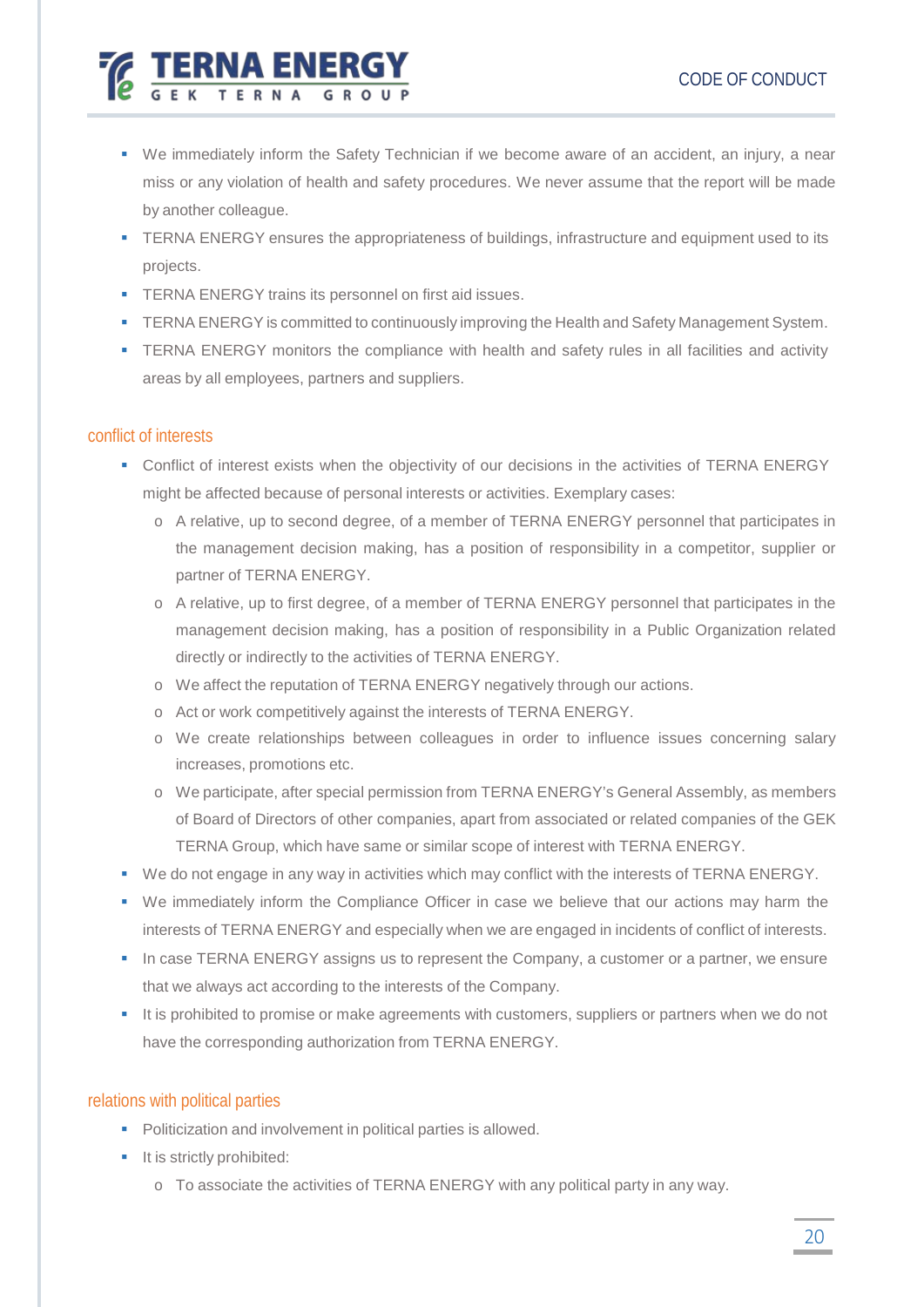- We immediately inform the Safety Technician if we become aware of an accident, an injury, a near miss or any violation of health and safety procedures. We never assume that the report will be made by another colleague.
- TERNA ENERGY ensures the appropriateness of buildings, infrastructure and equipment used to its projects.
- TERNA ENERGY trains its personnel on first aid issues.
- TERNA ENERGY is committed to continuously improving the Health and Safety Management System.
- TERNA ENERGY monitors the compliance with health and safety rules in all facilities and activity areas by all employees, partners and suppliers.

## conflict of interests

- Conflict of interest exists when the objectivity of our decisions in the activities of TERNA ENERGY might be affected because of personal interests or activities. Exemplary cases:
  - A relative, up to second degree, of a member of TERNA ENERGY personnel that participates in the management decision making, has a position of responsibility in a competitor, supplier or partner of TERNA ENERGY.
  - A relative, up to first degree, of a member of TERNA ENERGY personnel that participates in the management decision making, has a position of responsibility in a Public Organization related directly or indirectly to the activities of TERNA ENERGY.
  - We affect the reputation of TERNA ENERGY negatively through our actions.
  - Act or work competitively against the interests of TERNA ENERGY.
  - We create relationships between colleagues in order to influence issues concerning salary increases, promotions etc.
  - We participate, after special permission from TERNA ENERGY's General Assembly, as members of Board of Directors of other companies, apart from associated or related companies of the GEK TERNA Group, which have same or similar scope of interest with TERNA ENERGY.
- We do not engage in any way in activities which may conflict with the interests of TERNA ENERGY.
- We immediately inform the Compliance Officer in case we believe that our actions may harm the interests of TERNA ENERGY and especially when we are engaged in incidents of conflict of interests.
- In case TERNA ENERGY assigns us to represent the Company, a customer or a partner, we ensure that we always act according to the interests of the Company.
- It is prohibited to promise or make agreements with customers, suppliers or partners when we do not have the corresponding authorization from TERNA ENERGY.

## relations with political parties

- Politicization and involvement in political parties is allowed.
- It is strictly prohibited:
  - To associate the activities of TERNA ENERGY with any political party in any way.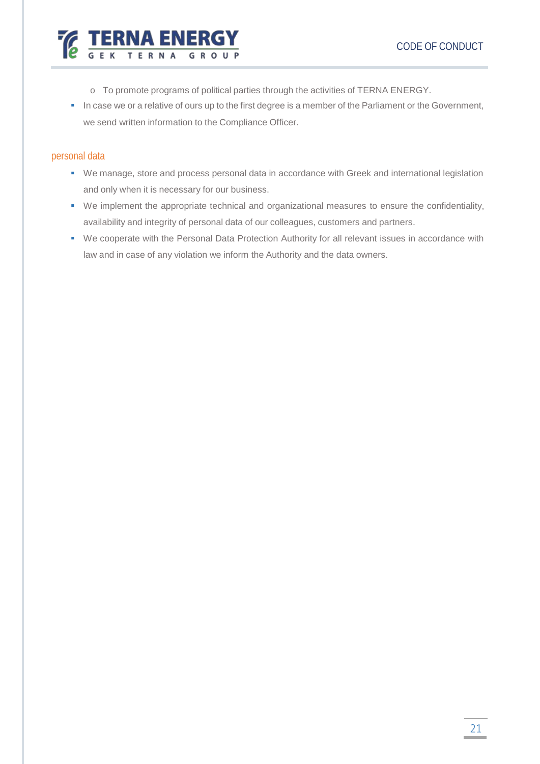- To promote programs of political parties through the activities of TERNA ENERGY.
- In case we or a relative of ours up to the first degree is a member of the Parliament or the Government, we send written information to the Compliance Officer.

### personal data

- We manage, store and process personal data in accordance with Greek and international legislation and only when it is necessary for our business.
- We implement the appropriate technical and organizational measures to ensure the confidentiality, availability and integrity of personal data of our colleagues, customers and partners.
- We cooperate with the Personal Data Protection Authority for all relevant issues in accordance with law and in case of any violation we inform the Authority and the data owners.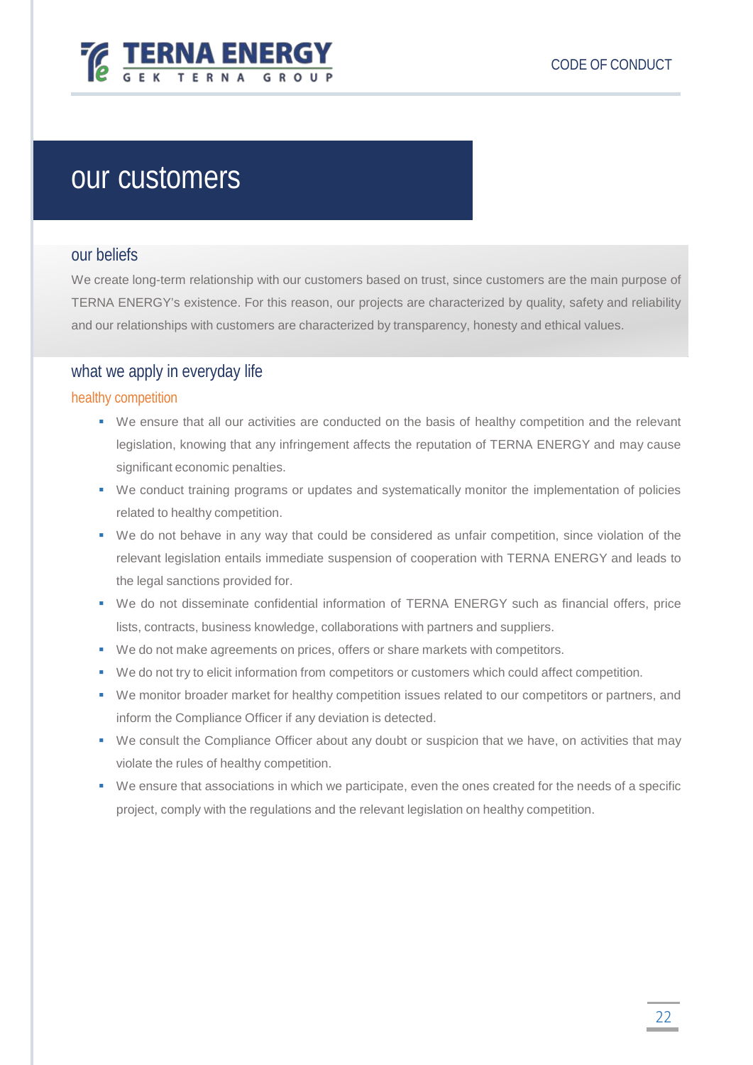# our customers

## our beliefs

We create long-term relationship with our customers based on trust, since customers are the main purpose of TERNA ENERGY's existence. For this reason, our projects are characterized by quality, safety and reliability and our relationships with customers are characterized by transparency, honesty and ethical values.

## what we apply in everyday life

### healthy competition

- We ensure that all our activities are conducted on the basis of healthy competition and the relevant legislation, knowing that any infringement affects the reputation of TERNA ENERGY and may cause significant economic penalties.
- We conduct training programs or updates and systematically monitor the implementation of policies related to healthy competition.
- We do not behave in any way that could be considered as unfair competition, since violation of the relevant legislation entails immediate suspension of cooperation with TERNA ENERGY and leads to the legal sanctions provided for.
- We do not disseminate confidential information of TERNA ENERGY such as financial offers, price lists, contracts, business knowledge, collaborations with partners and suppliers.
- We do not make agreements on prices, offers or share markets with competitors.
- We do not try to elicit information from competitors or customers which could affect competition.
- We monitor broader market for healthy competition issues related to our competitors or partners, and inform the Compliance Officer if any deviation is detected.
- We consult the Compliance Officer about any doubt or suspicion that we have, on activities that may violate the rules of healthy competition.
- We ensure that associations in which we participate, even the ones created for the needs of a specific project, comply with the regulations and the relevant legislation on healthy competition.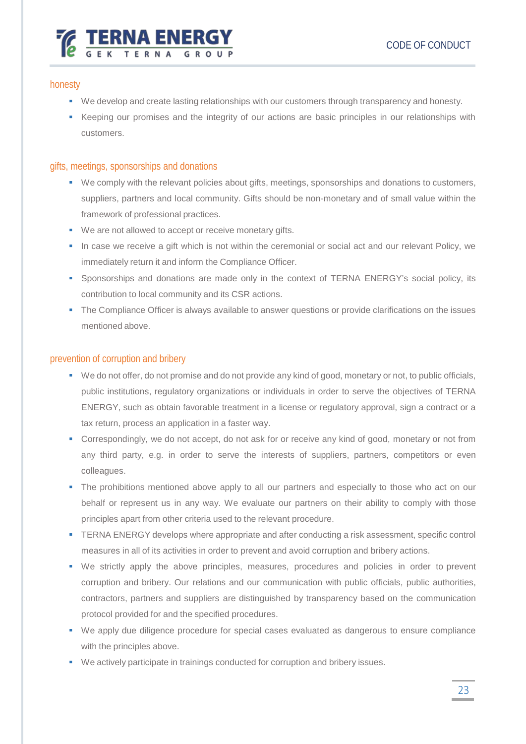## honesty

- We develop and create lasting relationships with our customers through transparency and honesty.
- Keeping our promises and the integrity of our actions are basic principles in our relationships with customers.

## gifts, meetings, sponsorships and donations

- We comply with the relevant policies about gifts, meetings, sponsorships and donations to customers, suppliers, partners and local community. Gifts should be non-monetary and of small value within the framework of professional practices.
- We are not allowed to accept or receive monetary gifts.
- In case we receive a gift which is not within the ceremonial or social act and our relevant Policy, we immediately return it and inform the Compliance Officer.
- Sponsorships and donations are made only in the context of TERNA ENERGY's social policy, its contribution to local community and its CSR actions.
- The Compliance Officer is always available to answer questions or provide clarifications on the issues mentioned above.

## prevention of corruption and bribery

- We do not offer, do not promise and do not provide any kind of good, monetary or not, to public officials, public institutions, regulatory organizations or individuals in order to serve the objectives of TERNA ENERGY, such as obtain favorable treatment in a license or regulatory approval, sign a contract or a tax return, process an application in a faster way.
- Correspondingly, we do not accept, do not ask for or receive any kind of good, monetary or not from any third party, e.g. in order to serve the interests of suppliers, partners, competitors or even colleagues.
- The prohibitions mentioned above apply to all our partners and especially to those who act on our behalf or represent us in any way. We evaluate our partners on their ability to comply with those principles apart from other criteria used to the relevant procedure.
- TERNA ENERGY develops where appropriate and after conducting a risk assessment, specific control measures in all of its activities in order to prevent and avoid corruption and bribery actions.
- We strictly apply the above principles, measures, procedures and policies in order to prevent corruption and bribery. Our relations and our communication with public officials, public authorities, contractors, partners and suppliers are distinguished by transparency based on the communication protocol provided for and the specified procedures.
- We apply due diligence procedure for special cases evaluated as dangerous to ensure compliance with the principles above.
- We actively participate in trainings conducted for corruption and bribery issues.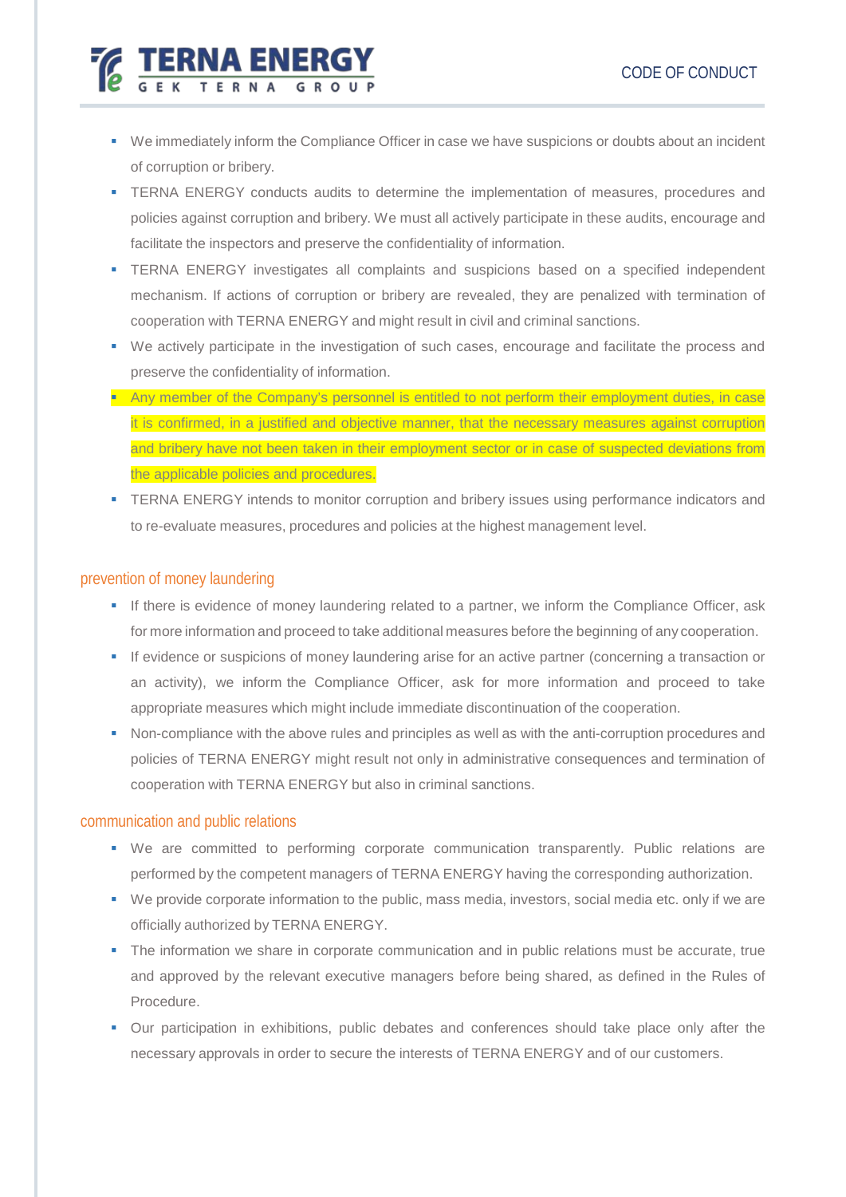- We immediately inform the Compliance Officer in case we have suspicions or doubts about an incident of corruption or bribery.
- TERNA ENERGY conducts audits to determine the implementation of measures, procedures and policies against corruption and bribery. We must all actively participate in these audits, encourage and facilitate the inspectors and preserve the confidentiality of information.
- TERNA ENERGY investigates all complaints and suspicions based on a specified independent mechanism. If actions of corruption or bribery are revealed, they are penalized with termination of cooperation with TERNA ENERGY and might result in civil and criminal sanctions.
- We actively participate in the investigation of such cases, encourage and facilitate the process and preserve the confidentiality of information.
- Any member of the Company's personnel is entitled to not perform their employment duties, in case it is confirmed, in a justified and objective manner, that the necessary measures against corruption and bribery have not been taken in their employment sector or in case of suspected deviations from the applicable policies and procedures.
- TERNA ENERGY intends to monitor corruption and bribery issues using performance indicators and to re-evaluate measures, procedures and policies at the highest management level.

## prevention of money laundering

- If there is evidence of money laundering related to a partner, we inform the Compliance Officer, ask for more information and proceed to take additional measures before the beginning of any cooperation.
- If evidence or suspicions of money laundering arise for an active partner (concerning a transaction or an activity), we inform the Compliance Officer, ask for more information and proceed to take appropriate measures which might include immediate discontinuation of the cooperation.
- Non-compliance with the above rules and principles as well as with the anti-corruption procedures and policies of TERNA ENERGY might result not only in administrative consequences and termination of cooperation with TERNA ENERGY but also in criminal sanctions.

## communication and public relations

- We are committed to performing corporate communication transparently. Public relations are performed by the competent managers of TERNA ENERGY having the corresponding authorization.
- We provide corporate information to the public, mass media, investors, social media etc. only if we are officially authorized by TERNA ENERGY.
- The information we share in corporate communication and in public relations must be accurate, true and approved by the relevant executive managers before being shared, as defined in the Rules of Procedure.
- Our participation in exhibitions, public debates and conferences should take place only after the necessary approvals in order to secure the interests of TERNA ENERGY and of our customers.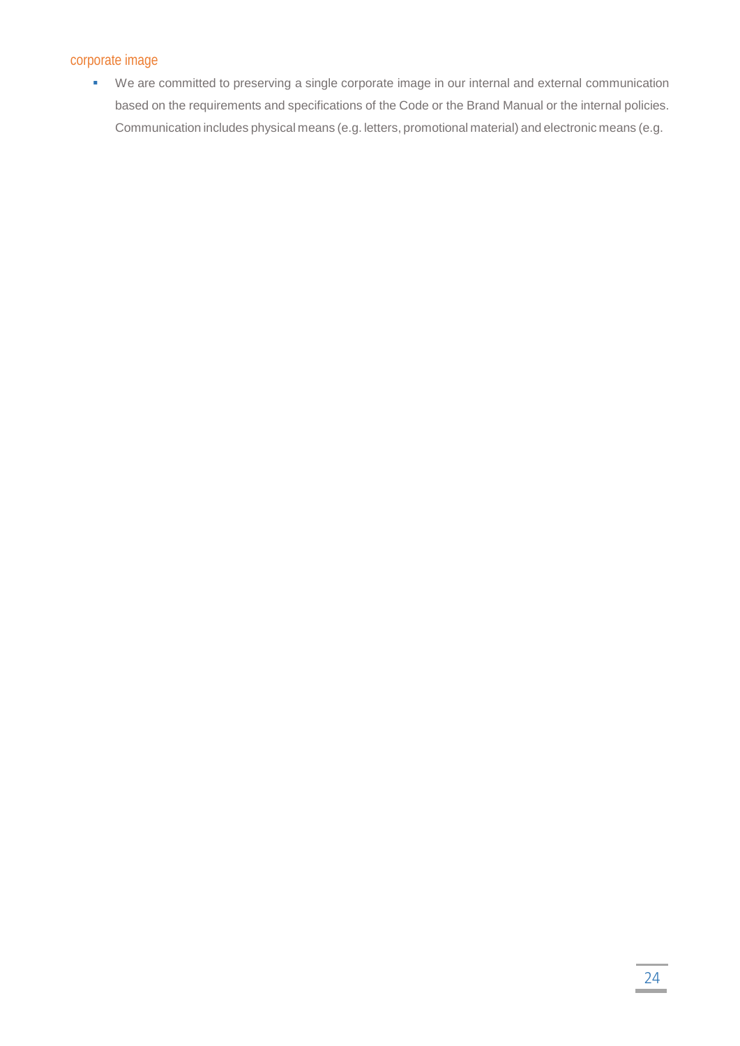## corporate image

- We are committed to preserving a single corporate image in our internal and external communication based on the requirements and specifications of the Code or the Brand Manual or the internal policies. Communication includes physical means (e.g. letters, promotional material) and electronic means (e.g.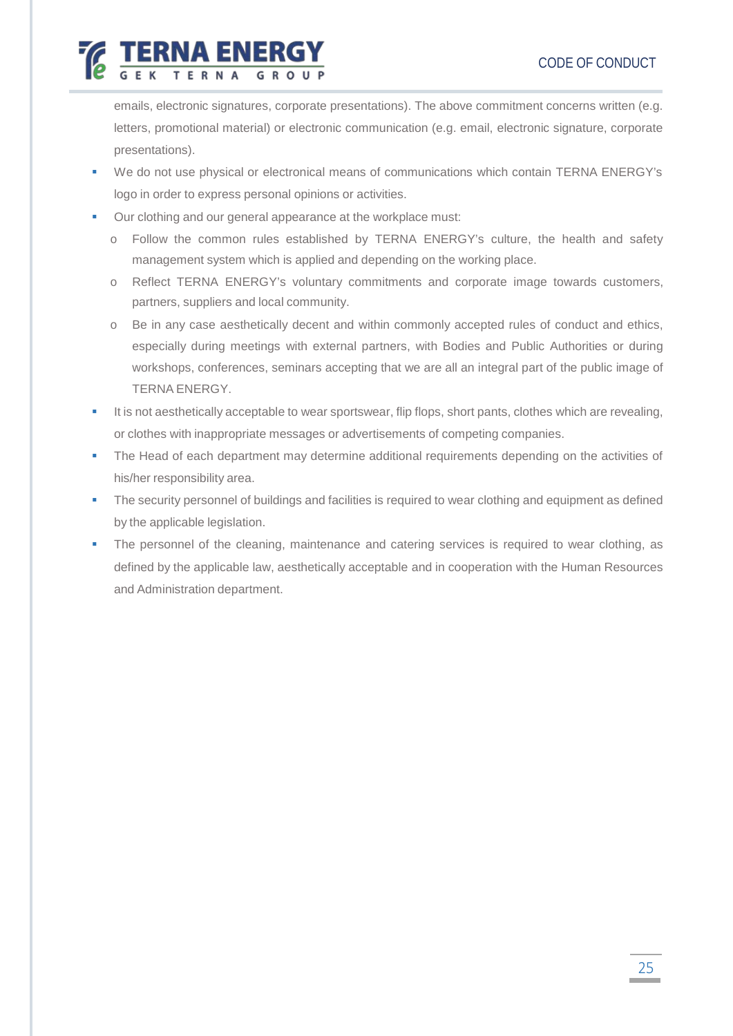emails, electronic signatures, corporate presentations). The above commitment concerns written (e.g. letters, promotional material) or electronic communication (e.g. email, electronic signature, corporate presentations).

- We do not use physical or electronical means of communications which contain TERNA ENERGY's logo in order to express personal opinions or activities.
- Our clothing and our general appearance at the workplace must:
  - Follow the common rules established by TERNA ENERGY's culture, the health and safety management system which is applied and depending on the working place.
  - Reflect TERNA ENERGY's voluntary commitments and corporate image towards customers, partners, suppliers and local community.
  - Be in any case aesthetically decent and within commonly accepted rules of conduct and ethics, especially during meetings with external partners, with Bodies and Public Authorities or during workshops, conferences, seminars accepting that we are all an integral part of the public image of TERNA ENERGY.
- It is not aesthetically acceptable to wear sportswear, flip flops, short pants, clothes which are revealing, or clothes with inappropriate messages or advertisements of competing companies.
- The Head of each department may determine additional requirements depending on the activities of his/her responsibility area.
- The security personnel of buildings and facilities is required to wear clothing and equipment as defined by the applicable legislation.
- The personnel of the cleaning, maintenance and catering services is required to wear clothing, as defined by the applicable law, aesthetically acceptable and in cooperation with the Human Resources and Administration department.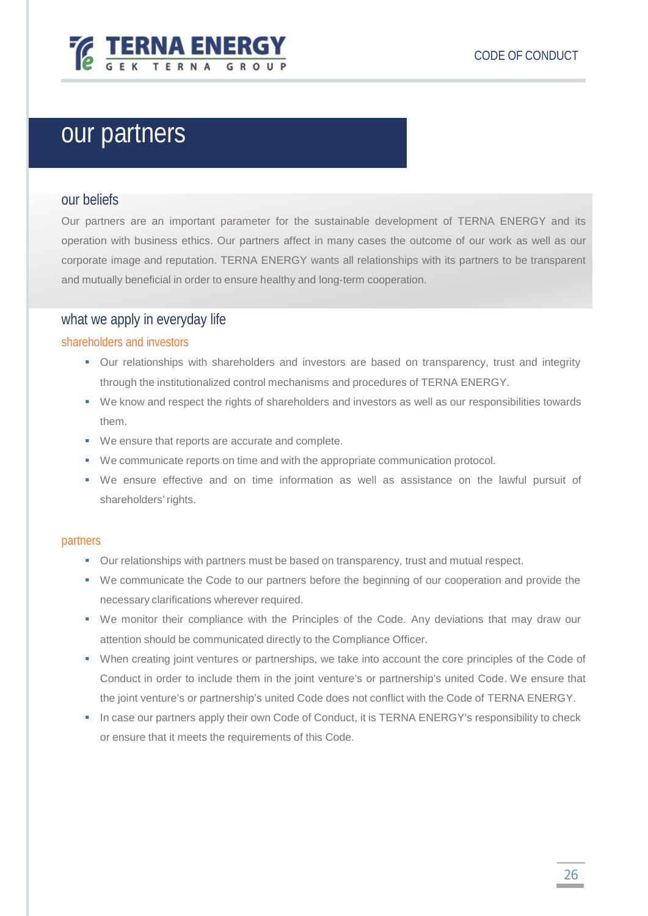# our partners

## our beliefs

Our partners are an important parameter for the sustainable development of TERNA ENERGY and its operation with business ethics. Our partners affect in many cases the outcome of our work as well as our corporate image and reputation. TERNA ENERGY wants all relationships with its partners to be transparent and mutually beneficial in order to ensure healthy and long-term cooperation.

## what we apply in everyday life

### shareholders and investors

- Our relationships with shareholders and investors are based on transparency, trust and integrity through the institutionalized control mechanisms and procedures of TERNA ENERGY.
- We know and respect the rights of shareholders and investors as well as our responsibilities towards them.
- We ensure that reports are accurate and complete.
- We communicate reports on time and with the appropriate communication protocol.
- We ensure effective and on time information as well as assistance on the lawful pursuit of shareholders' rights.

### partners

- Our relationships with partners must be based on transparency, trust and mutual respect.
- We communicate the Code to our partners before the beginning of our cooperation and provide the necessary clarifications wherever required.
- We monitor their compliance with the Principles of the Code. Any deviations that may draw our attention should be communicated directly to the Compliance Officer.
- When creating joint ventures or partnerships, we take into account the core principles of the Code of Conduct in order to include them in the joint venture's or partnership's united Code. We ensure that the joint venture's or partnership's united Code does not conflict with the Code of TERNA ENERGY.
- In case our partners apply their own Code of Conduct, it is TERNA ENERGY's responsibility to check or ensure that it meets the requirements of this Code.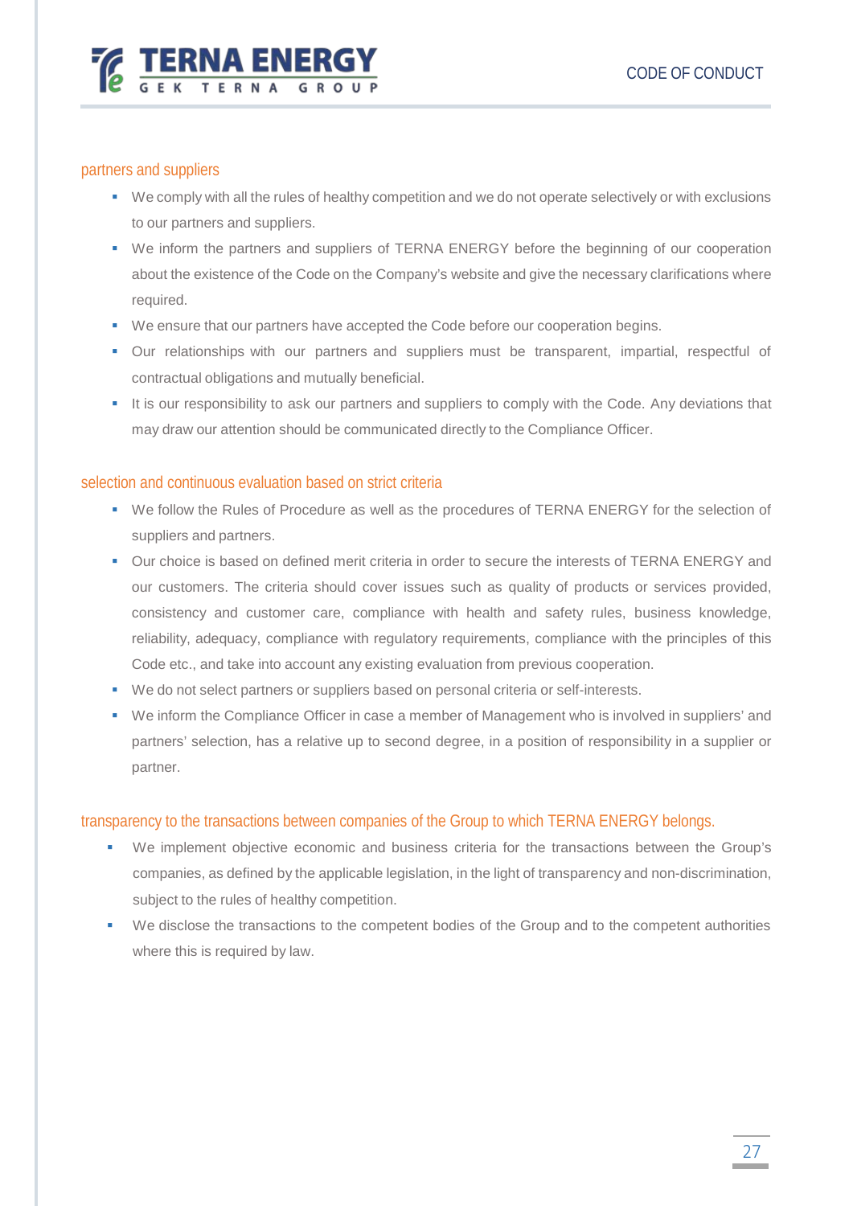### partners and suppliers

- We comply with all the rules of healthy competition and we do not operate selectively or with exclusions to our partners and suppliers.
- We inform the partners and suppliers of TERNA ENERGY before the beginning of our cooperation about the existence of the Code on the Company's website and give the necessary clarifications where required.
- We ensure that our partners have accepted the Code before our cooperation begins.
- Our relationships with our partners and suppliers must be transparent, impartial, respectful of contractual obligations and mutually beneficial.
- It is our responsibility to ask our partners and suppliers to comply with the Code. Any deviations that may draw our attention should be communicated directly to the Compliance Officer.

### selection and continuous evaluation based on strict criteria

- We follow the Rules of Procedure as well as the procedures of TERNA ENERGY for the selection of suppliers and partners.
- Our choice is based on defined merit criteria in order to secure the interests of TERNA ENERGY and our customers. The criteria should cover issues such as quality of products or services provided, consistency and customer care, compliance with health and safety rules, business knowledge, reliability, adequacy, compliance with regulatory requirements, compliance with the principles of this Code etc., and take into account any existing evaluation from previous cooperation.
- We do not select partners or suppliers based on personal criteria or self-interests.
- We inform the Compliance Officer in case a member of Management who is involved in suppliers' and partners' selection, has a relative up to second degree, in a position of responsibility in a supplier or partner.

### transparency to the transactions between companies of the Group to which TERNA ENERGY belongs.

- We implement objective economic and business criteria for the transactions between the Group's companies, as defined by the applicable legislation, in the light of transparency and non-discrimination, subject to the rules of healthy competition.
- We disclose the transactions to the competent bodies of the Group and to the competent authorities where this is required by law.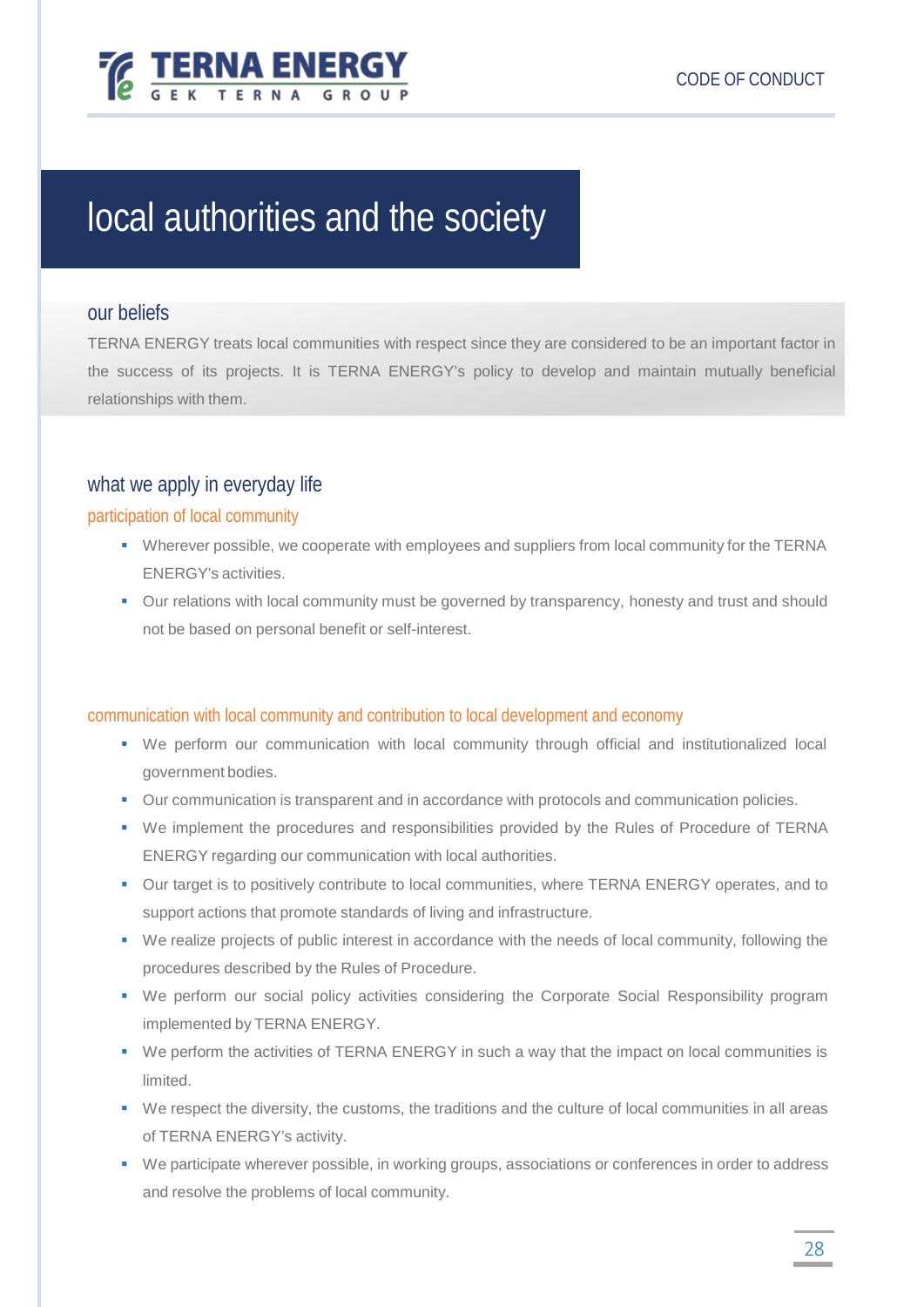# local authorities and the society

## our beliefs

TERNA ENERGY treats local communities with respect since they are considered to be an important factor in the success of its projects. It is TERNA ENERGY's policy to develop and maintain mutually beneficial relationships with them.

## what we apply in everyday life

### participation of local community

- Wherever possible, we cooperate with employees and suppliers from local community for the TERNA ENERGY's activities.
- Our relations with local community must be governed by transparency, honesty and trust and should not be based on personal benefit or self-interest.

### communication with local community and contribution to local development and economy

- We perform our communication with local community through official and institutionalized local government bodies.
- Our communication is transparent and in accordance with protocols and communication policies.
- We implement the procedures and responsibilities provided by the Rules of Procedure of TERNA ENERGY regarding our communication with local authorities.
- Our target is to positively contribute to local communities, where TERNA ENERGY operates, and to support actions that promote standards of living and infrastructure.
- We realize projects of public interest in accordance with the needs of local community, following the procedures described by the Rules of Procedure.
- We perform our social policy activities considering the Corporate Social Responsibility program implemented by TERNA ENERGY.
- We perform the activities of TERNA ENERGY in such a way that the impact on local communities is limited.
- We respect the diversity, the customs, the traditions and the culture of local communities in all areas of TERNA ENERGY's activity.
- We participate wherever possible, in working groups, associations or conferences in order to address and resolve the problems of local community.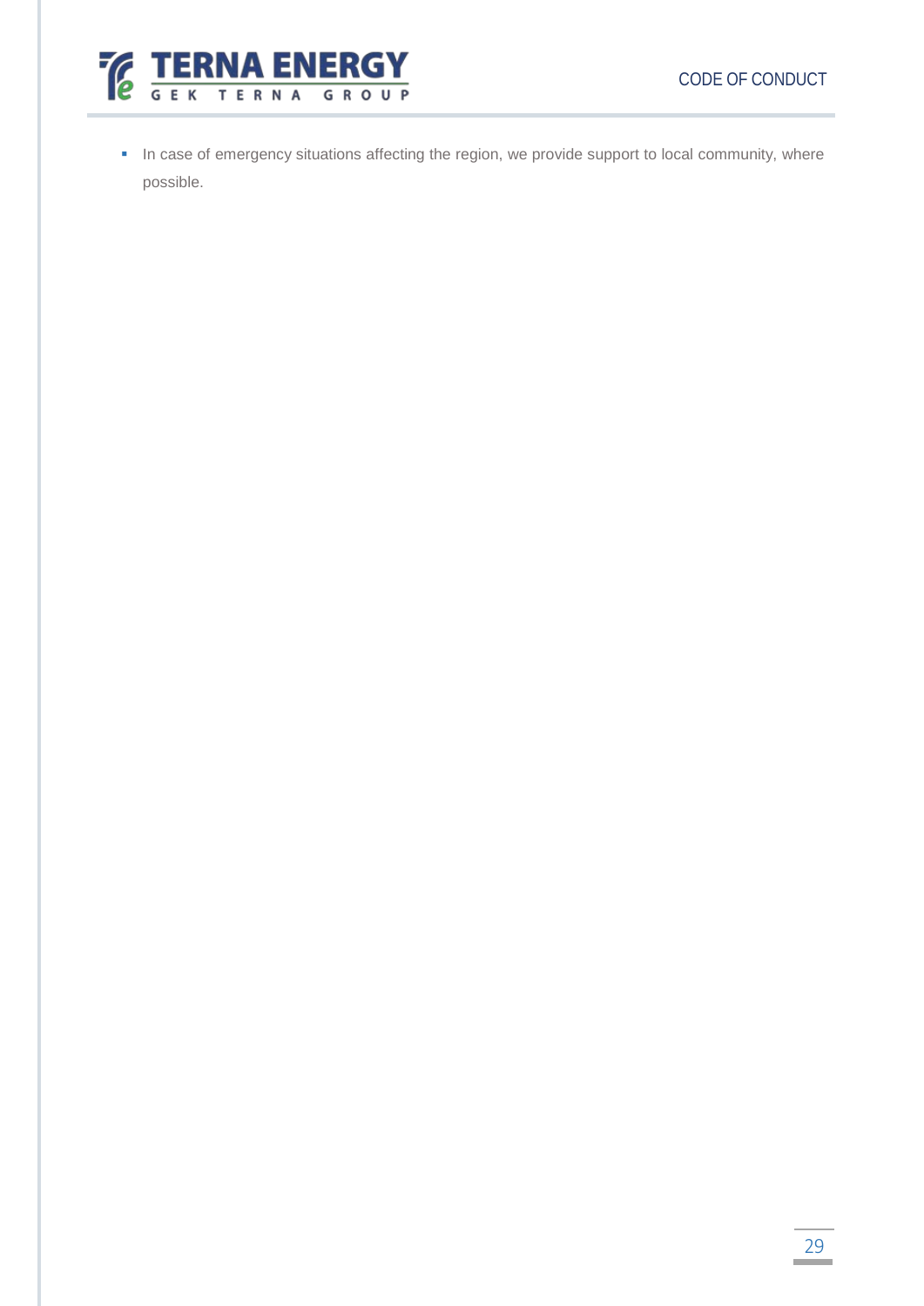- In case of emergency situations affecting the region, we provide support to local community, where possible.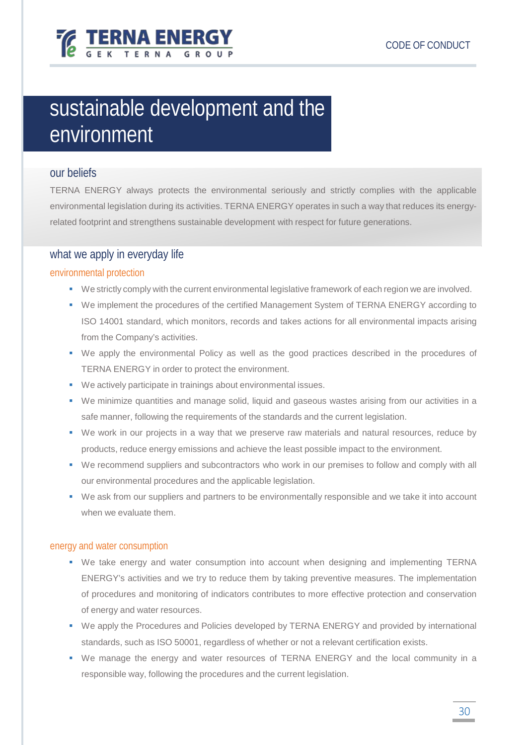# sustainable development and the environment

## our beliefs

TERNA ENERGY always protects the environmental seriously and strictly complies with the applicable environmental legislation during its activities. TERNA ENERGY operates in such a way that reduces its energy-related footprint and strengthens sustainable development with respect for future generations.

## what we apply in everyday life

### environmental protection

- We strictly comply with the current environmental legislative framework of each region we are involved.
- We implement the procedures of the certified Management System of TERNA ENERGY according to ISO 14001 standard, which monitors, records and takes actions for all environmental impacts arising from the Company's activities.
- We apply the environmental Policy as well as the good practices described in the procedures of TERNA ENERGY in order to protect the environment.
- We actively participate in trainings about environmental issues.
- We minimize quantities and manage solid, liquid and gaseous wastes arising from our activities in a safe manner, following the requirements of the standards and the current legislation.
- We work in our projects in a way that we preserve raw materials and natural resources, reduce by products, reduce energy emissions and achieve the least possible impact to the environment.
- We recommend suppliers and subcontractors who work in our premises to follow and comply with all our environmental procedures and the applicable legislation.
- We ask from our suppliers and partners to be environmentally responsible and we take it into account when we evaluate them.

### energy and water consumption

- We take energy and water consumption into account when designing and implementing TERNA ENERGY's activities and we try to reduce them by taking preventive measures. The implementation of procedures and monitoring of indicators contributes to more effective protection and conservation of energy and water resources.
- We apply the Procedures and Policies developed by TERNA ENERGY and provided by international standards, such as ISO 50001, regardless of whether or not a relevant certification exists.
- We manage the energy and water resources of TERNA ENERGY and the local community in a responsible way, following the procedures and the current legislation.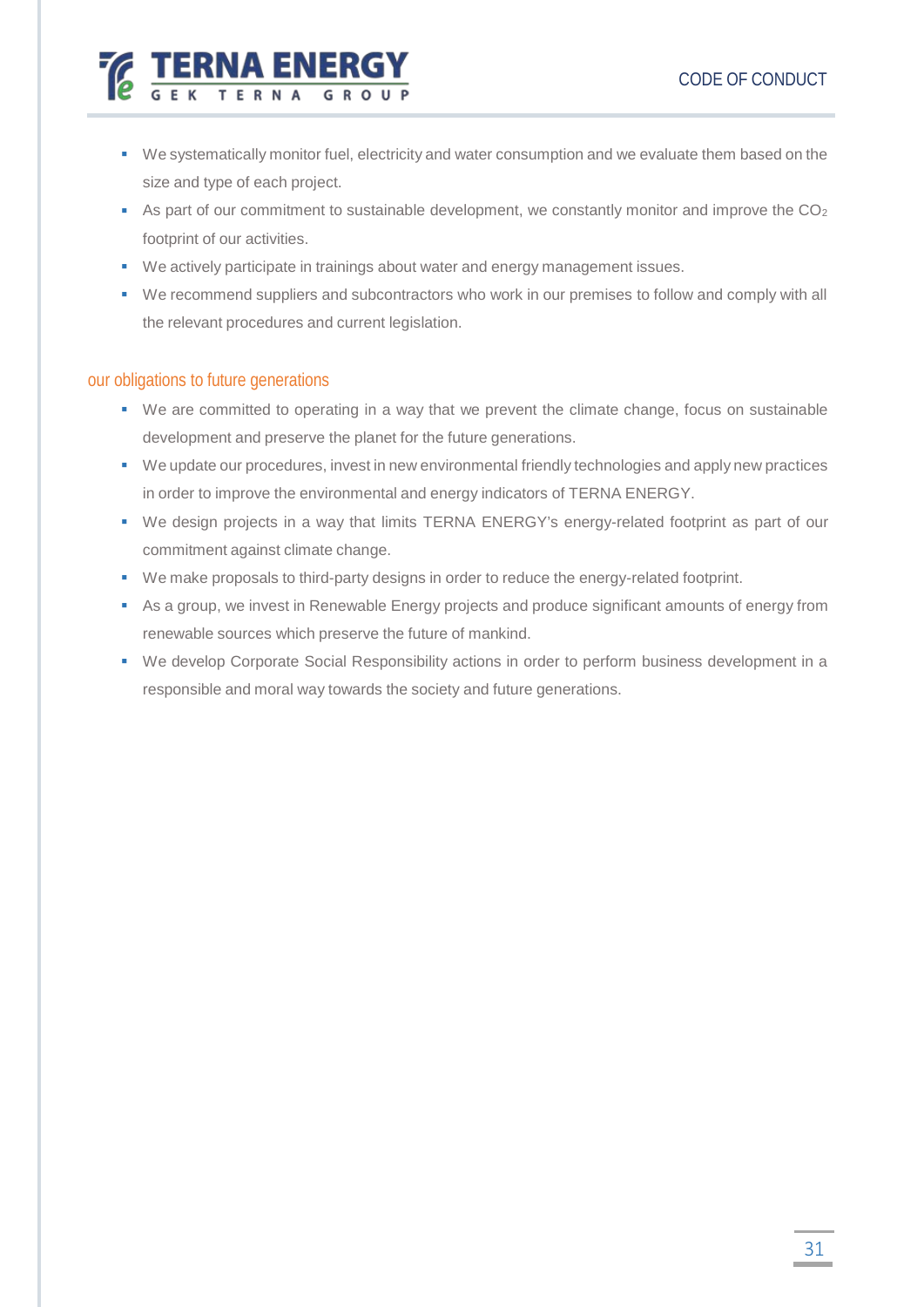- We systematically monitor fuel, electricity and water consumption and we evaluate them based on the size and type of each project.
- As part of our commitment to sustainable development, we constantly monitor and improve the $CO_2$ footprint of our activities.
- We actively participate in trainings about water and energy management issues.
- We recommend suppliers and subcontractors who work in our premises to follow and comply with all the relevant procedures and current legislation.

## our obligations to future generations

- We are committed to operating in a way that we prevent the climate change, focus on sustainable development and preserve the planet for the future generations.
- We update our procedures, invest in new environmental friendly technologies and apply new practices in order to improve the environmental and energy indicators of TERNA ENERGY.
- We design projects in a way that limits TERNA ENERGY's energy-related footprint as part of our commitment against climate change.
- We make proposals to third-party designs in order to reduce the energy-related footprint.
- As a group, we invest in Renewable Energy projects and produce significant amounts of energy from renewable sources which preserve the future of mankind.
- We develop Corporate Social Responsibility actions in order to perform business development in a responsible and moral way towards the society and future generations.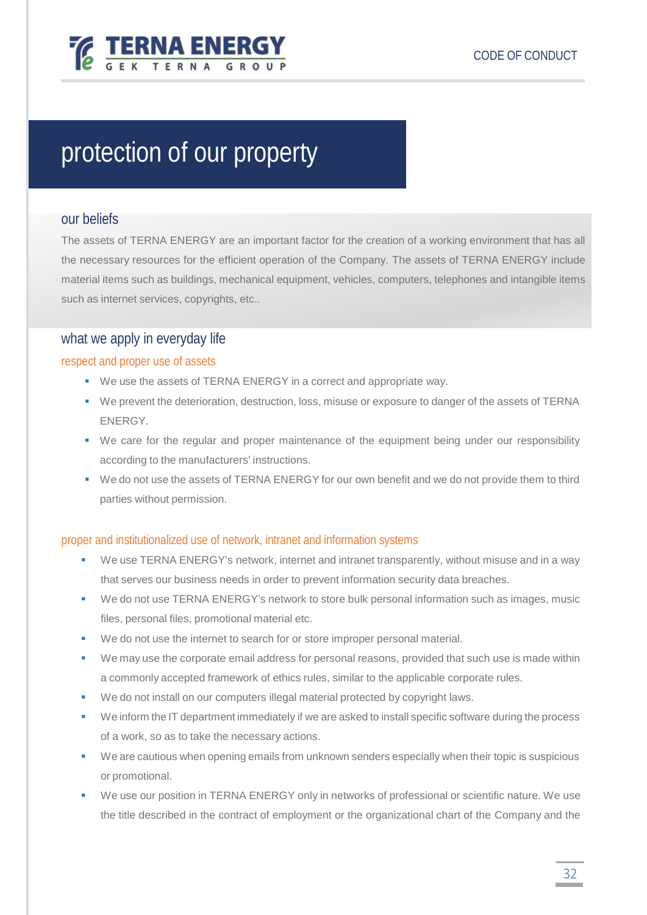# protection of our property

## our beliefs

The assets of TERNA ENERGY are an important factor for the creation of a working environment that has all the necessary resources for the efficient operation of the Company. The assets of TERNA ENERGY include material items such as buildings, mechanical equipment, vehicles, computers, telephones and intangible items such as internet services, copyrights, etc..

## what we apply in everyday life

### respect and proper use of assets

- We use the assets of TERNA ENERGY in a correct and appropriate way.
- We prevent the deterioration, destruction, loss, misuse or exposure to danger of the assets of TERNA ENERGY.
- We care for the regular and proper maintenance of the equipment being under our responsibility according to the manufacturers' instructions.
- We do not use the assets of TERNA ENERGY for our own benefit and we do not provide them to third parties without permission.

### proper and institutionalized use of network, intranet and information systems

- We use TERNA ENERGY's network, internet and intranet transparently, without misuse and in a way that serves our business needs in order to prevent information security data breaches.
- We do not use TERNA ENERGY's network to store bulk personal information such as images, music files, personal files, promotional material etc.
- We do not use the internet to search for or store improper personal material.
- We may use the corporate email address for personal reasons, provided that such use is made within a commonly accepted framework of ethics rules, similar to the applicable corporate rules.
- We do not install on our computers illegal material protected by copyright laws.
- We inform the IT department immediately if we are asked to install specific software during the process of a work, so as to take the necessary actions.
- We are cautious when opening emails from unknown senders especially when their topic is suspicious or promotional.
- We use our position in TERNA ENERGY only in networks of professional or scientific nature. We use the title described in the contract of employment or the organizational chart of the Company and the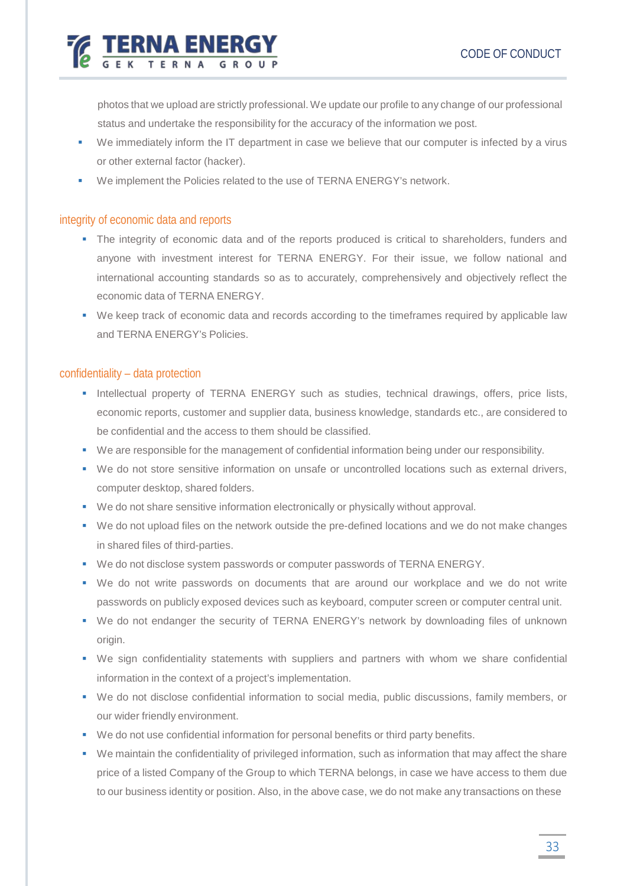photos that we upload are strictly professional. We update our profile to any change of our professional status and undertake the responsibility for the accuracy of the information we post.

- We immediately inform the IT department in case we believe that our computer is infected by a virus or other external factor (hacker).
- We implement the Policies related to the use of TERNA ENERGY's network.

## integrity of economic data and reports

- The integrity of economic data and of the reports produced is critical to shareholders, funders and anyone with investment interest for TERNA ENERGY. For their issue, we follow national and international accounting standards so as to accurately, comprehensively and objectively reflect the economic data of TERNA ENERGY.
- We keep track of economic data and records according to the timeframes required by applicable law and TERNA ENERGY's Policies.

## confidentiality – data protection

- Intellectual property of TERNA ENERGY such as studies, technical drawings, offers, price lists, economic reports, customer and supplier data, business knowledge, standards etc., are considered to be confidential and the access to them should be classified.
- We are responsible for the management of confidential information being under our responsibility.
- We do not store sensitive information on unsafe or uncontrolled locations such as external drivers, computer desktop, shared folders.
- We do not share sensitive information electronically or physically without approval.
- We do not upload files on the network outside the pre-defined locations and we do not make changes in shared files of third-parties.
- We do not disclose system passwords or computer passwords of TERNA ENERGY.
- We do not write passwords on documents that are around our workplace and we do not write passwords on publicly exposed devices such as keyboard, computer screen or computer central unit.
- We do not endanger the security of TERNA ENERGY's network by downloading files of unknown origin.
- We sign confidentiality statements with suppliers and partners with whom we share confidential information in the context of a project's implementation.
- We do not disclose confidential information to social media, public discussions, family members, or our wider friendly environment.
- We do not use confidential information for personal benefits or third party benefits.
- We maintain the confidentiality of privileged information, such as information that may affect the share price of a listed Company of the Group to which TERNA belongs, in case we have access to them due to our business identity or position. Also, in the above case, we do not make any transactions on these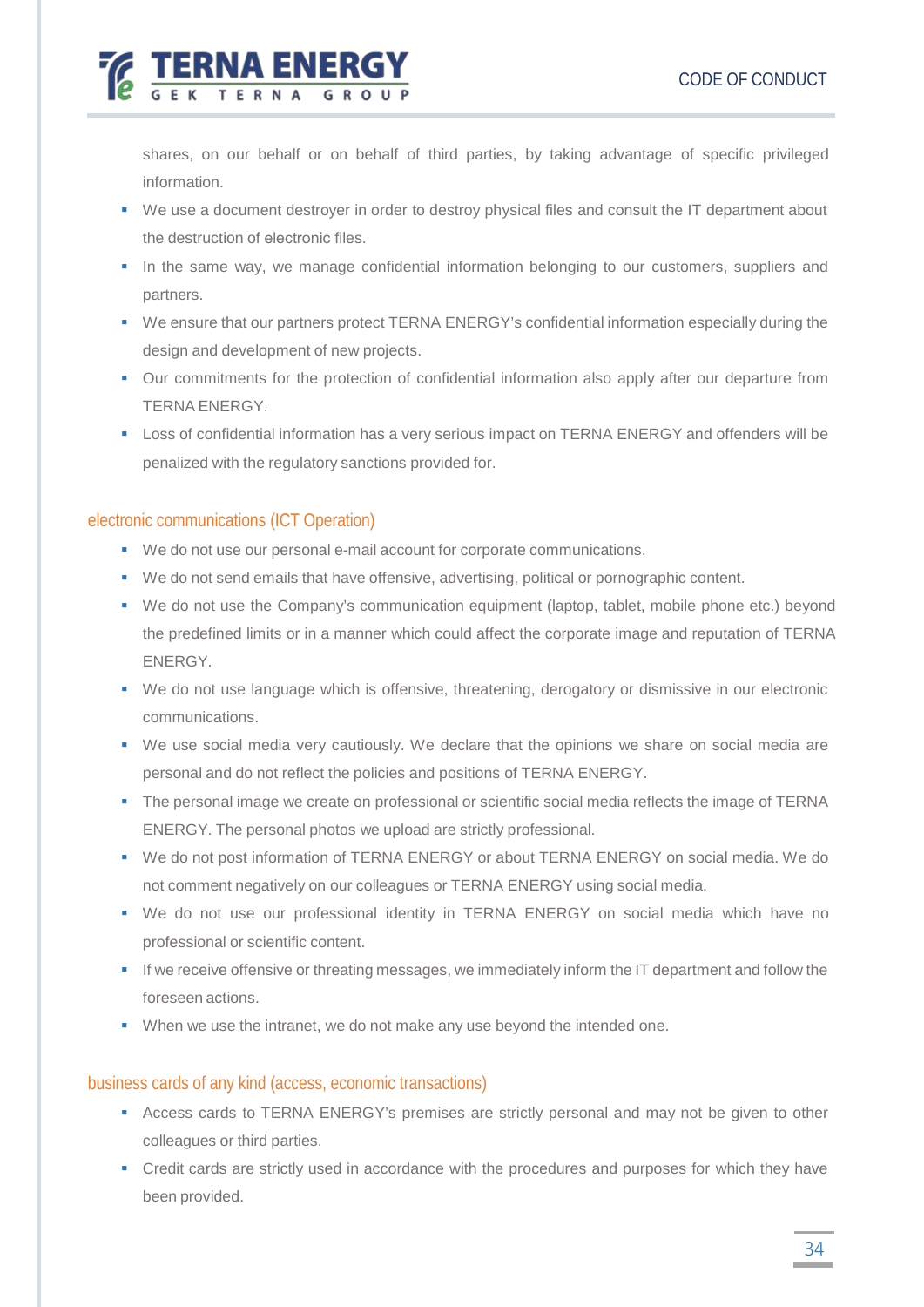shares, on our behalf or on behalf of third parties, by taking advantage of specific privileged information.

- We use a document destroyer in order to destroy physical files and consult the IT department about the destruction of electronic files.
- In the same way, we manage confidential information belonging to our customers, suppliers and partners.
- We ensure that our partners protect TERNA ENERGY's confidential information especially during the design and development of new projects.
- Our commitments for the protection of confidential information also apply after our departure from TERNA ENERGY.
- Loss of confidential information has a very serious impact on TERNA ENERGY and offenders will be penalized with the regulatory sanctions provided for.

### electronic communications (ICT Operation)

- We do not use our personal e-mail account for corporate communications.
- We do not send emails that have offensive, advertising, political or pornographic content.
- We do not use the Company's communication equipment (laptop, tablet, mobile phone etc.) beyond the predefined limits or in a manner which could affect the corporate image and reputation of TERNA ENERGY.
- We do not use language which is offensive, threatening, derogatory or dismissive in our electronic communications.
- We use social media very cautiously. We declare that the opinions we share on social media are personal and do not reflect the policies and positions of TERNA ENERGY.
- The personal image we create on professional or scientific social media reflects the image of TERNA ENERGY. The personal photos we upload are strictly professional.
- We do not post information of TERNA ENERGY or about TERNA ENERGY on social media. We do not comment negatively on our colleagues or TERNA ENERGY using social media.
- We do not use our professional identity in TERNA ENERGY on social media which have no professional or scientific content.
- If we receive offensive or threating messages, we immediately inform the IT department and follow the foreseen actions.
- When we use the intranet, we do not make any use beyond the intended one.

### business cards of any kind (access, economic transactions)

- Access cards to TERNA ENERGY's premises are strictly personal and may not be given to other colleagues or third parties.
- Credit cards are strictly used in accordance with the procedures and purposes for which they have been provided.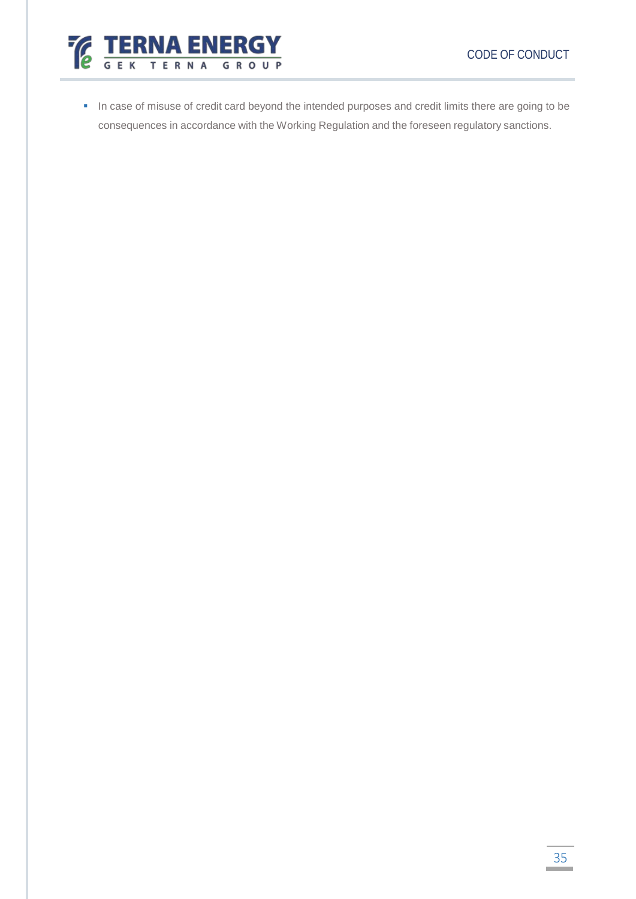- In case of misuse of credit card beyond the intended purposes and credit limits there are going to be consequences in accordance with the Working Regulation and the foreseen regulatory sanctions.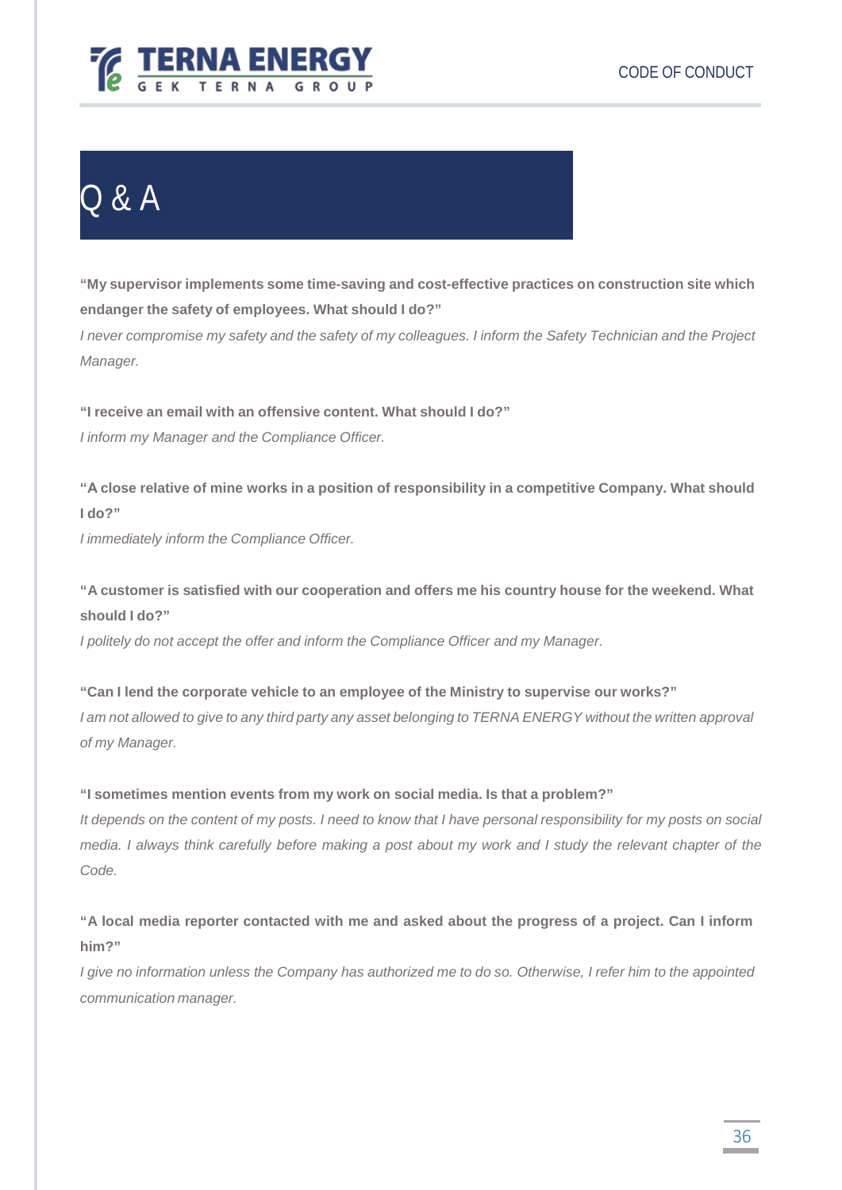# Q & A

**"My supervisor implements some time-saving and cost-effective practices on construction site which endanger the safety of employees. What should I do?"**

*I never compromise my safety and the safety of my colleagues. I inform the Safety Technician and the Project Manager.*

**"I receive an email with an offensive content. What should I do?"**

*I inform my Manager and the Compliance Officer.*

**"A close relative of mine works in a position of responsibility in a competitive Company. What should I do?"**

*I immediately inform the Compliance Officer.*

**"A customer is satisfied with our cooperation and offers me his country house for the weekend. What should I do?"**

*I politely do not accept the offer and inform the Compliance Officer and my Manager.*

**"Can I lend the corporate vehicle to an employee of the Ministry to supervise our works?"**

*I am not allowed to give to any third party any asset belonging to TERNA ENERGY without the written approval of my Manager.*

**"I sometimes mention events from my work on social media. Is that a problem?"**

*It depends on the content of my posts. I need to know that I have personal responsibility for my posts on social media. I always think carefully before making a post about my work and I study the relevant chapter of the Code.*

**"A local media reporter contacted with me and asked about the progress of a project. Can I inform him?"**

*I give no information unless the Company has authorized me to do so. Otherwise, I refer him to the appointed communication manager.*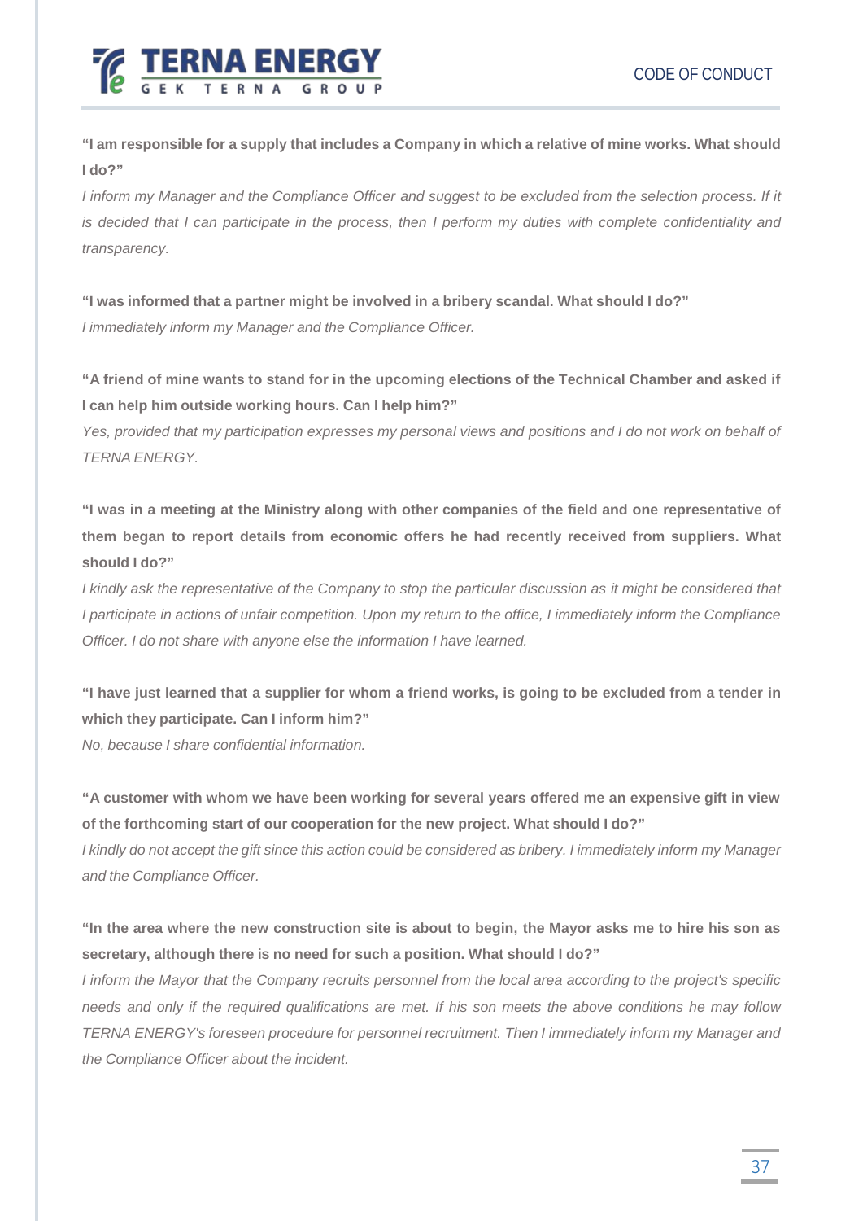**"I am responsible for a supply that includes a Company in which a relative of mine works. What should I do?"**

*I inform my Manager and the Compliance Officer and suggest to be excluded from the selection process. If it is decided that I can participate in the process, then I perform my duties with complete confidentiality and transparency.*

**"I was informed that a partner might be involved in a bribery scandal. What should I do?"**

*I immediately inform my Manager and the Compliance Officer.*

**"A friend of mine wants to stand for in the upcoming elections of the Technical Chamber and asked if I can help him outside working hours. Can I help him?"**

*Yes, provided that my participation expresses my personal views and positions and I do not work on behalf of TERNA ENERGY.*

**"I was in a meeting at the Ministry along with other companies of the field and one representative of them began to report details from economic offers he had recently received from suppliers. What should I do?"**

*I kindly ask the representative of the Company to stop the particular discussion as it might be considered that I participate in actions of unfair competition. Upon my return to the office, I immediately inform the Compliance Officer. I do not share with anyone else the information I have learned.*

**"I have just learned that a supplier for whom a friend works, is going to be excluded from a tender in which they participate. Can I inform him?"**

*No, because I share confidential information.*

**"A customer with whom we have been working for several years offered me an expensive gift in view of the forthcoming start of our cooperation for the new project. What should I do?"**

*I kindly do not accept the gift since this action could be considered as bribery. I immediately inform my Manager and the Compliance Officer.*

**"In the area where the new construction site is about to begin, the Mayor asks me to hire his son as secretary, although there is no need for such a position. What should I do?"**

*I inform the Mayor that the Company recruits personnel from the local area according to the project's specific needs and only if the required qualifications are met. If his son meets the above conditions he may follow TERNA ENERGY's foreseen procedure for personnel recruitment. Then I immediately inform my Manager and the Compliance Officer about the incident.*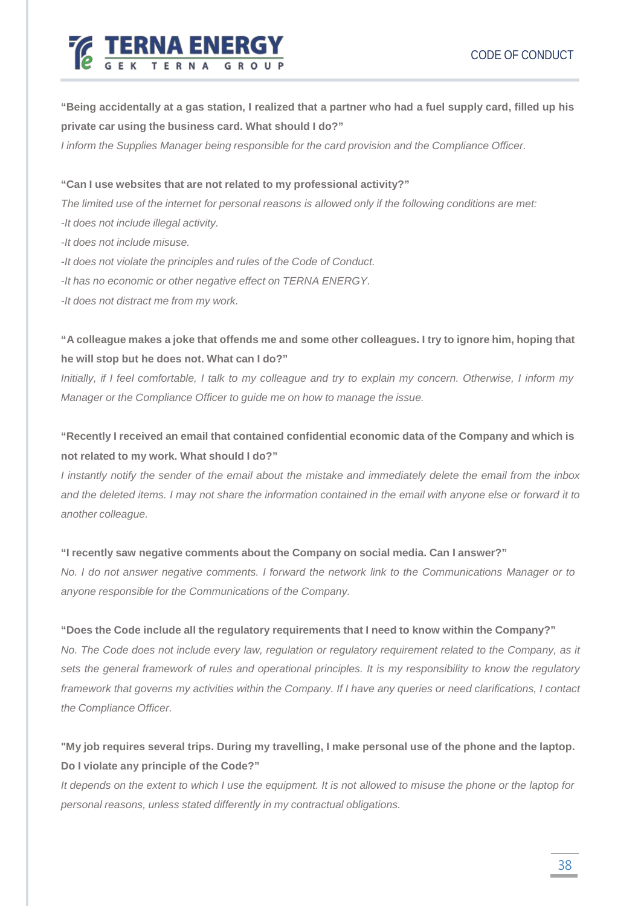**“Being accidentally at a gas station, I realized that a partner who had a fuel supply card, filled up his private car using the business card. What should I do?”**

*I inform the Supplies Manager being responsible for the card provision and the Compliance Officer.*

**“Can I use websites that are not related to my professional activity?”**

*The limited use of the internet for personal reasons is allowed only if the following conditions are met:*

*-It does not include illegal activity.*

*-It does not include misuse.*

*-It does not violate the principles and rules of the Code of Conduct.*

*-It has no economic or other negative effect on TERNA ENERGY.*

*-It does not distract me from my work.*

**“A colleague makes a joke that offends me and some other colleagues. I try to ignore him, hoping that he will stop but he does not. What can I do?”**

*Initially, if I feel comfortable, I talk to my colleague and try to explain my concern. Otherwise, I inform my Manager or the Compliance Officer to guide me on how to manage the issue.*

**“Recently I received an email that contained confidential economic data of the Company and which is not related to my work. What should I do?”**

*I instantly notify the sender of the email about the mistake and immediately delete the email from the inbox and the deleted items. I may not share the information contained in the email with anyone else or forward it to another colleague.*

**“I recently saw negative comments about the Company on social media. Can I answer?”**

*No. I do not answer negative comments. I forward the network link to the Communications Manager or to anyone responsible for the Communications of the Company.*

**“Does the Code include all the regulatory requirements that I need to know within the Company?”**

*No. The Code does not include every law, regulation or regulatory requirement related to the Company, as it sets the general framework of rules and operational principles. It is my responsibility to know the regulatory framework that governs my activities within the Company. If I have any queries or need clarifications, I contact the Compliance Officer.*

**"My job requires several trips. During my travelling, I make personal use of the phone and the laptop. Do I violate any principle of the Code?"**

*It depends on the extent to which I use the equipment. It is not allowed to misuse the phone or the laptop for personal reasons, unless stated differently in my contractual obligations.*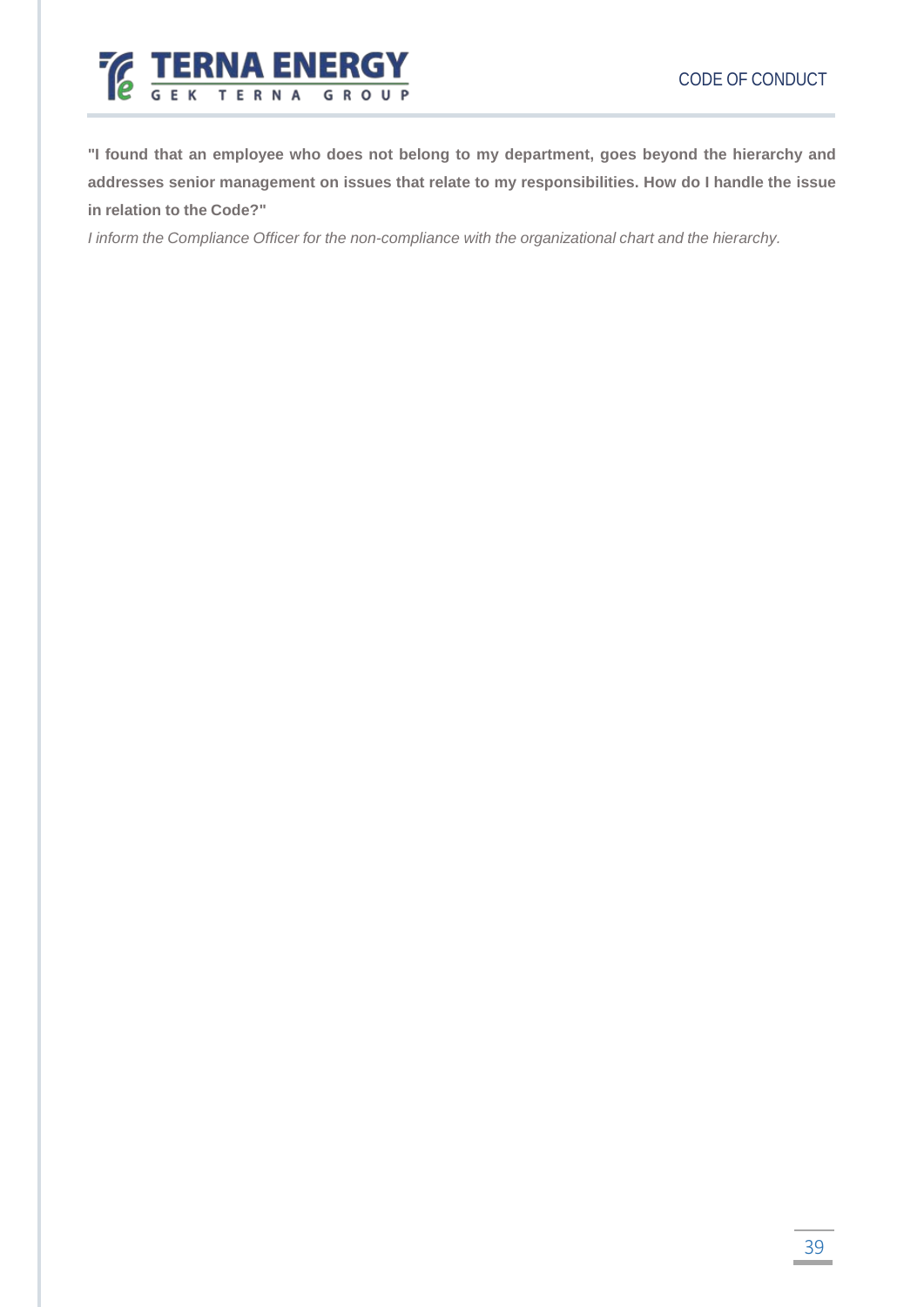**"I found that an employee who does not belong to my department, goes beyond the hierarchy and addresses senior management on issues that relate to my responsibilities. How do I handle the issue in relation to the Code?"**

*I inform the Compliance Officer for the non-compliance with the organizational chart and the hierarchy.*